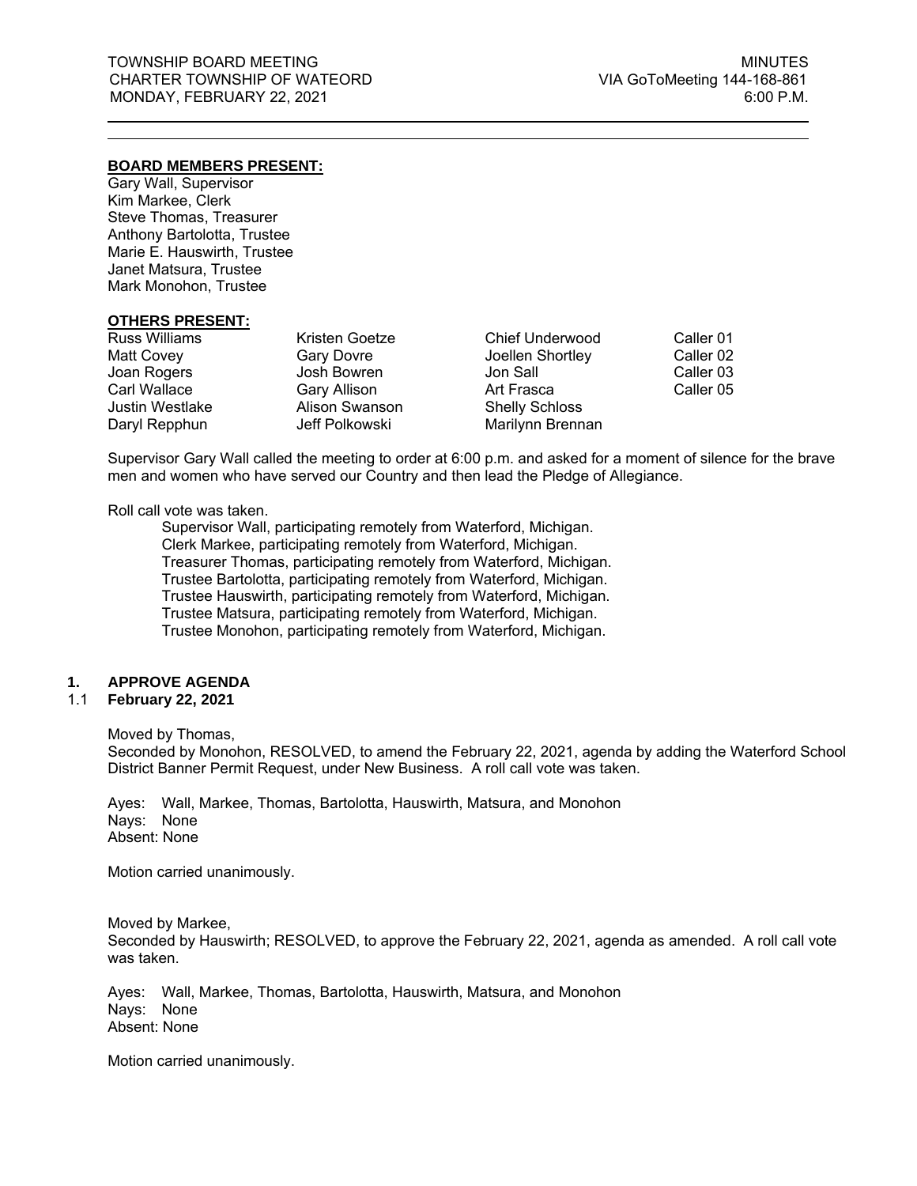TOWNSHIP BOARD MEETING
CHARTER TOWNSHIP OF WATEORD
MONDAY, FEBRUARY 22, 2021

MINUTES
VIA GoToMeeting 144-168-861
6:00 P.M.

---

**BOARD MEMBERS PRESENT:**

Gary Wall, Supervisor
Kim Markee, Clerk
Steve Thomas, Treasurer
Anthony Bartolotta, Trustee
Marie E. Hauswirth, Trustee
Janet Matsura, Trustee
Mark Monohon, Trustee

**OTHERS PRESENT:**

| | | | |
|---|---|---|---|
| Russ Williams | Kristen Goetze | Chief Underwood | Caller 01 |
| Matt Covey | Gary Dovre | Joellen Shortley | Caller 02 |
| Joan Rogers | Josh Bowren | Jon Sall | Caller 03 |
| Carl Wallace | Gary Allison | Art Frasca | Caller 05 |
| Justin Westlake | Alison Swanson | Shelly Schloss | |
| Daryl Repphun | Jeff Polkowski | Marilynn Brennan | |

Supervisor Gary Wall called the meeting to order at 6:00 p.m. and asked for a moment of silence for the brave men and women who have served our Country and then lead the Pledge of Allegiance.

Roll call vote was taken.

Supervisor Wall, participating remotely from Waterford, Michigan.
Clerk Markee, participating remotely from Waterford, Michigan.
Treasurer Thomas, participating remotely from Waterford, Michigan.
Trustee Bartolotta, participating remotely from Waterford, Michigan.
Trustee Hauswirth, participating remotely from Waterford, Michigan.
Trustee Matsura, participating remotely from Waterford, Michigan.
Trustee Monohon, participating remotely from Waterford, Michigan.

## 1. APPROVE AGENDA

### 1.1 February 22, 2021

Moved by Thomas,
Seconded by Monohon, RESOLVED, to amend the February 22, 2021, agenda by adding the Waterford School District Banner Permit Request, under New Business. A roll call vote was taken.

Ayes: Wall, Markee, Thomas, Bartolotta, Hauswirth, Matsura, and Monohon
Nays: None
Absent: None

Motion carried unanimously.

Moved by Markee,
Seconded by Hauswirth; RESOLVED, to approve the February 22, 2021, agenda as amended. A roll call vote was taken.

Ayes: Wall, Markee, Thomas, Bartolotta, Hauswirth, Matsura, and Monohon
Nays: None
Absent: None

Motion carried unanimously.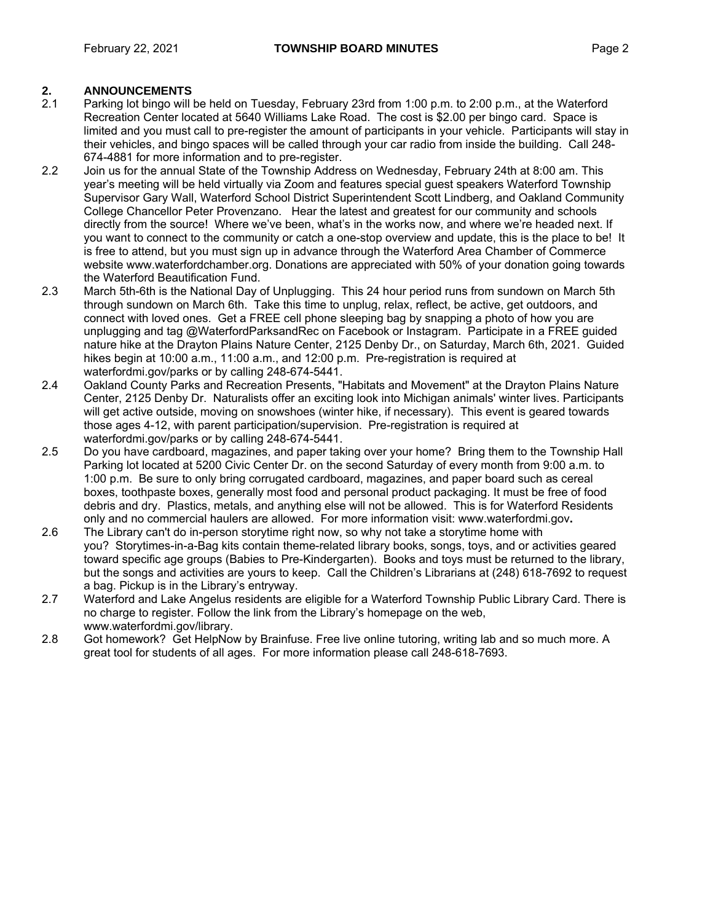## 2. ANNOUNCEMENTS

2.1 Parking lot bingo will be held on Tuesday, February 23rd from 1:00 p.m. to 2:00 p.m., at the Waterford Recreation Center located at 5640 Williams Lake Road. The cost is $2.00 per bingo card. Space is limited and you must call to pre-register the amount of participants in your vehicle. Participants will stay in their vehicles, and bingo spaces will be called through your car radio from inside the building. Call 248-674-4881 for more information and to pre-register.

2.2 Join us for the annual State of the Township Address on Wednesday, February 24th at 8:00 am. This year's meeting will be held virtually via Zoom and features special guest speakers Waterford Township Supervisor Gary Wall, Waterford School District Superintendent Scott Lindberg, and Oakland Community College Chancellor Peter Provenzano. Hear the latest and greatest for our community and schools directly from the source! Where we've been, what's in the works now, and where we're headed next. If you want to connect to the community or catch a one-stop overview and update, this is the place to be! It is free to attend, but you must sign up in advance through the Waterford Area Chamber of Commerce website www.waterfordchamber.org. Donations are appreciated with 50% of your donation going towards the Waterford Beautification Fund.

2.3 March 5th-6th is the National Day of Unplugging. This 24 hour period runs from sundown on March 5th through sundown on March 6th. Take this time to unplug, relax, reflect, be active, get outdoors, and connect with loved ones. Get a FREE cell phone sleeping bag by snapping a photo of how you are unplugging and tag @WaterfordParksandRec on Facebook or Instagram. Participate in a FREE guided nature hike at the Drayton Plains Nature Center, 2125 Denby Dr., on Saturday, March 6th, 2021. Guided hikes begin at 10:00 a.m., 11:00 a.m., and 12:00 p.m. Pre-registration is required at waterfordmi.gov/parks or by calling 248-674-5441.

2.4 Oakland County Parks and Recreation Presents, "Habitats and Movement" at the Drayton Plains Nature Center, 2125 Denby Dr. Naturalists offer an exciting look into Michigan animals' winter lives. Participants will get active outside, moving on snowshoes (winter hike, if necessary). This event is geared towards those ages 4-12, with parent participation/supervision. Pre-registration is required at waterfordmi.gov/parks or by calling 248-674-5441.

2.5 Do you have cardboard, magazines, and paper taking over your home? Bring them to the Township Hall Parking lot located at 5200 Civic Center Dr. on the second Saturday of every month from 9:00 a.m. to 1:00 p.m. Be sure to only bring corrugated cardboard, magazines, and paper board such as cereal boxes, toothpaste boxes, generally most food and personal product packaging. It must be free of food debris and dry. Plastics, metals, and anything else will not be allowed. This is for Waterford Residents only and no commercial haulers are allowed. For more information visit: www.waterfordmi.gov**.**

2.6 The Library can't do in-person storytime right now, so why not take a storytime home with you? Storytimes-in-a-Bag kits contain theme-related library books, songs, toys, and or activities geared toward specific age groups (Babies to Pre-Kindergarten). Books and toys must be returned to the library, but the songs and activities are yours to keep. Call the Children's Librarians at (248) 618-7692 to request a bag. Pickup is in the Library's entryway.

2.7 Waterford and Lake Angelus residents are eligible for a Waterford Township Public Library Card. There is no charge to register. Follow the link from the Library's homepage on the web, www.waterfordmi.gov/library.

2.8 Got homework? Get HelpNow by Brainfuse. Free live online tutoring, writing lab and so much more. A great tool for students of all ages. For more information please call 248-618-7693.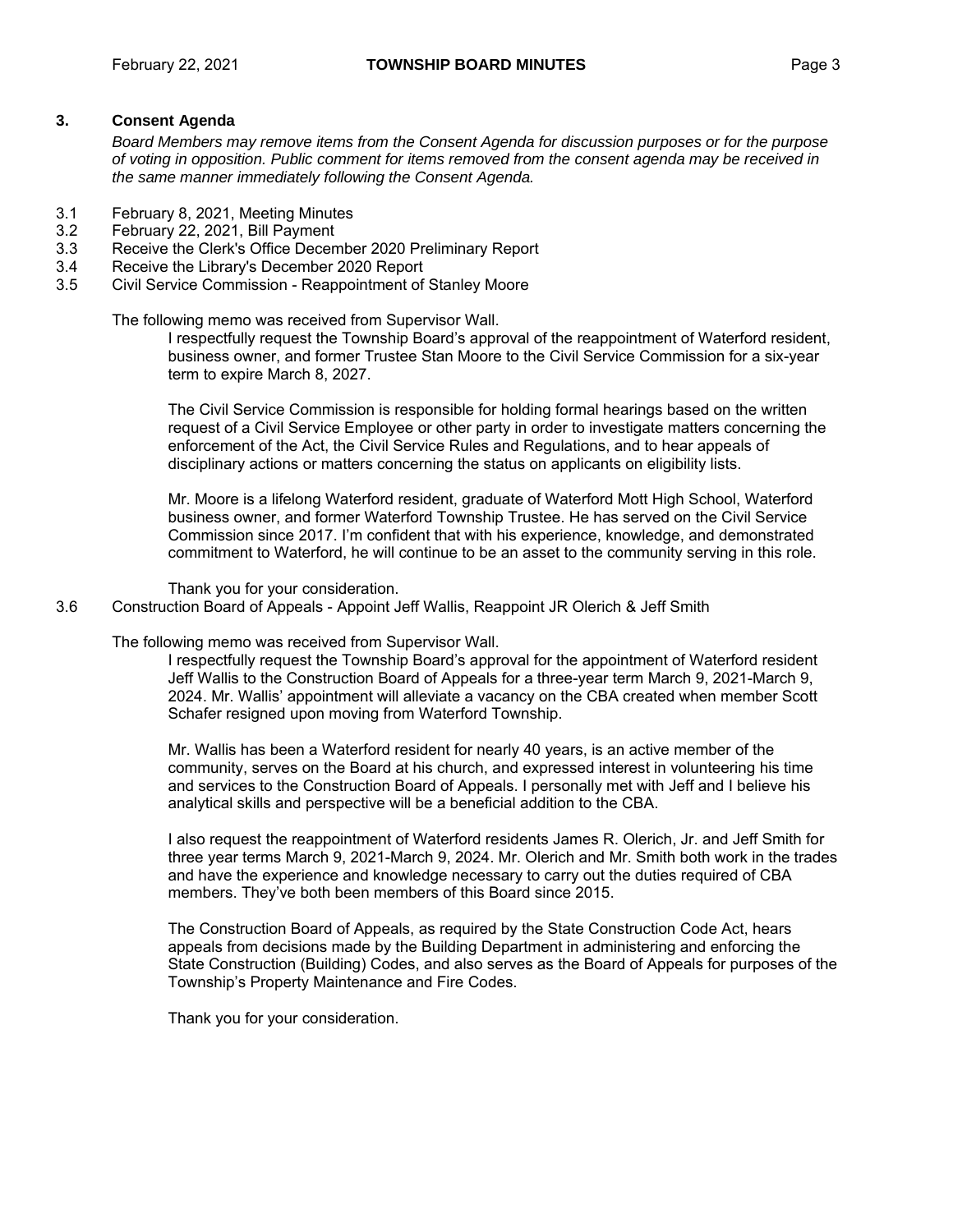## 3. Consent Agenda

*Board Members may remove items from the Consent Agenda for discussion purposes or for the purpose of voting in opposition. Public comment for items removed from the consent agenda may be received in the same manner immediately following the Consent Agenda.*

3.1 February 8, 2021, Meeting Minutes

3.2 February 22, 2021, Bill Payment

3.3 Receive the Clerk's Office December 2020 Preliminary Report

3.4 Receive the Library's December 2020 Report

3.5 Civil Service Commission - Reappointment of Stanley Moore

The following memo was received from Supervisor Wall.

> I respectfully request the Township Board's approval of the reappointment of Waterford resident, business owner, and former Trustee Stan Moore to the Civil Service Commission for a six-year term to expire March 8, 2027.
>
> The Civil Service Commission is responsible for holding formal hearings based on the written request of a Civil Service Employee or other party in order to investigate matters concerning the enforcement of the Act, the Civil Service Rules and Regulations, and to hear appeals of disciplinary actions or matters concerning the status on applicants on eligibility lists.
>
> Mr. Moore is a lifelong Waterford resident, graduate of Waterford Mott High School, Waterford business owner, and former Waterford Township Trustee. He has served on the Civil Service Commission since 2017. I'm confident that with his experience, knowledge, and demonstrated commitment to Waterford, he will continue to be an asset to the community serving in this role.
>
> Thank you for your consideration.

3.6 Construction Board of Appeals - Appoint Jeff Wallis, Reappoint JR Olerich & Jeff Smith

The following memo was received from Supervisor Wall.

> I respectfully request the Township Board's approval for the appointment of Waterford resident Jeff Wallis to the Construction Board of Appeals for a three-year term March 9, 2021-March 9, 2024. Mr. Wallis' appointment will alleviate a vacancy on the CBA created when member Scott Schafer resigned upon moving from Waterford Township.
>
> Mr. Wallis has been a Waterford resident for nearly 40 years, is an active member of the community, serves on the Board at his church, and expressed interest in volunteering his time and services to the Construction Board of Appeals. I personally met with Jeff and I believe his analytical skills and perspective will be a beneficial addition to the CBA.
>
> I also request the reappointment of Waterford residents James R. Olerich, Jr. and Jeff Smith for three year terms March 9, 2021-March 9, 2024. Mr. Olerich and Mr. Smith both work in the trades and have the experience and knowledge necessary to carry out the duties required of CBA members. They've both been members of this Board since 2015.
>
> The Construction Board of Appeals, as required by the State Construction Code Act, hears appeals from decisions made by the Building Department in administering and enforcing the State Construction (Building) Codes, and also serves as the Board of Appeals for purposes of the Township's Property Maintenance and Fire Codes.
>
> Thank you for your consideration.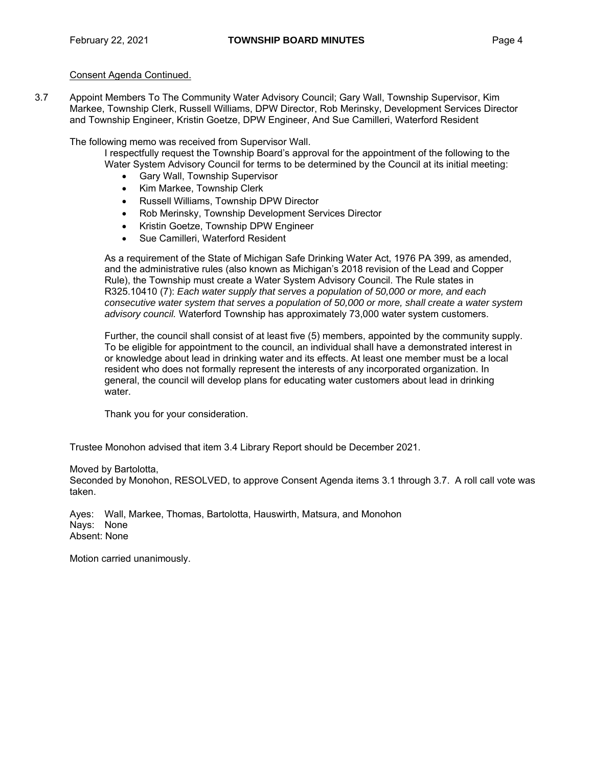Consent Agenda Continued.

3.7 Appoint Members To The Community Water Advisory Council; Gary Wall, Township Supervisor, Kim Markee, Township Clerk, Russell Williams, DPW Director, Rob Merinsky, Development Services Director and Township Engineer, Kristin Goetze, DPW Engineer, And Sue Camilleri, Waterford Resident

The following memo was received from Supervisor Wall.

> I respectfully request the Township Board's approval for the appointment of the following to the Water System Advisory Council for terms to be determined by the Council at its initial meeting:
>
> - Gary Wall, Township Supervisor
> - Kim Markee, Township Clerk
> - Russell Williams, Township DPW Director
> - Rob Merinsky, Township Development Services Director
> - Kristin Goetze, Township DPW Engineer
> - Sue Camilleri, Waterford Resident
>
> As a requirement of the State of Michigan Safe Drinking Water Act, 1976 PA 399, as amended, and the administrative rules (also known as Michigan's 2018 revision of the Lead and Copper Rule), the Township must create a Water System Advisory Council. The Rule states in R325.10410 (7): *Each water supply that serves a population of 50,000 or more, and each consecutive water system that serves a population of 50,000 or more, shall create a water system advisory council.* Waterford Township has approximately 73,000 water system customers.
>
> Further, the council shall consist of at least five (5) members, appointed by the community supply. To be eligible for appointment to the council, an individual shall have a demonstrated interest in or knowledge about lead in drinking water and its effects. At least one member must be a local resident who does not formally represent the interests of any incorporated organization. In general, the council will develop plans for educating water customers about lead in drinking water.
>
> Thank you for your consideration.

Trustee Monohon advised that item 3.4 Library Report should be December 2021.

Moved by Bartolotta,
Seconded by Monohon, RESOLVED, to approve Consent Agenda items 3.1 through 3.7. A roll call vote was taken.

Ayes: Wall, Markee, Thomas, Bartolotta, Hauswirth, Matsura, and Monohon
Nays: None
Absent: None

Motion carried unanimously.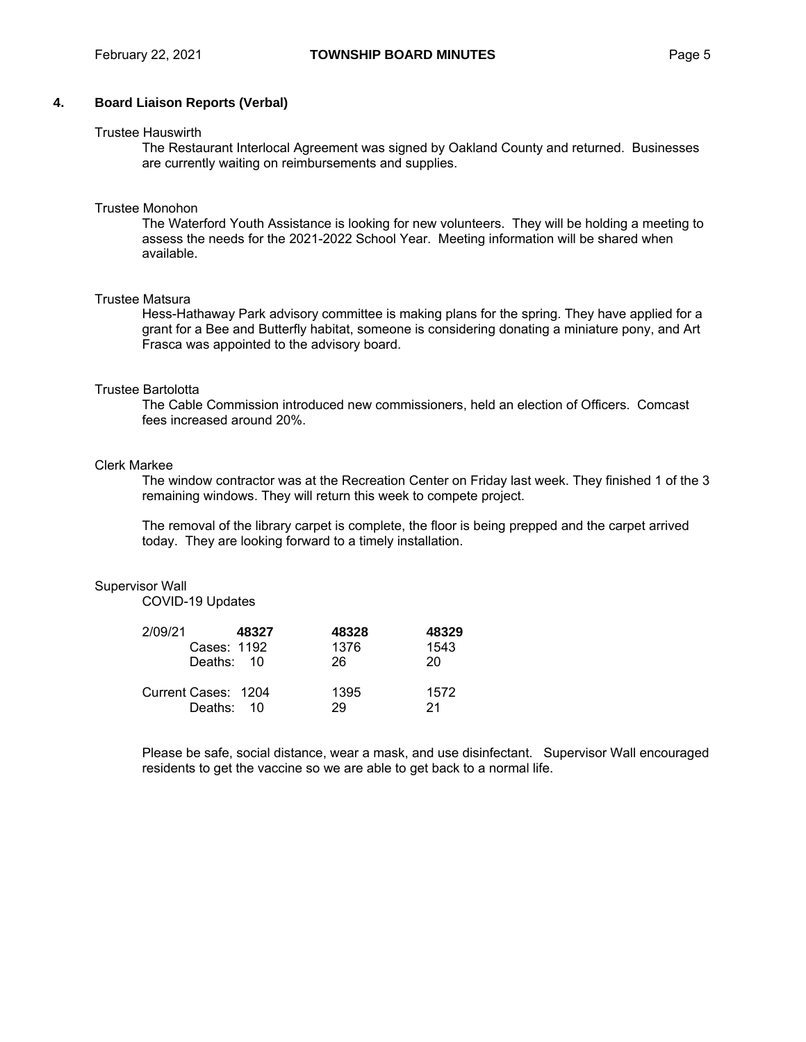## 4. Board Liaison Reports (Verbal)

Trustee Hauswirth

The Restaurant Interlocal Agreement was signed by Oakland County and returned. Businesses are currently waiting on reimbursements and supplies.

Trustee Monohon

The Waterford Youth Assistance is looking for new volunteers. They will be holding a meeting to assess the needs for the 2021-2022 School Year. Meeting information will be shared when available.

Trustee Matsura

Hess-Hathaway Park advisory committee is making plans for the spring. They have applied for a grant for a Bee and Butterfly habitat, someone is considering donating a miniature pony, and Art Frasca was appointed to the advisory board.

Trustee Bartolotta

The Cable Commission introduced new commissioners, held an election of Officers. Comcast fees increased around 20%.

Clerk Markee

The window contractor was at the Recreation Center on Friday last week. They finished 1 of the 3 remaining windows. They will return this week to compete project.

The removal of the library carpet is complete, the floor is being prepped and the carpet arrived today. They are looking forward to a timely installation.

Supervisor Wall

COVID-19 Updates

| 2/09/21 | **48327** | **48328** | **48329** |
|---|---|---|---|
| Cases: | 1192 | 1376 | 1543 |
| Deaths: | 10 | 26 | 20 |
| Current Cases: | 1204 | 1395 | 1572 |
| Deaths: | 10 | 29 | 21 |

Please be safe, social distance, wear a mask, and use disinfectant. Supervisor Wall encouraged residents to get the vaccine so we are able to get back to a normal life.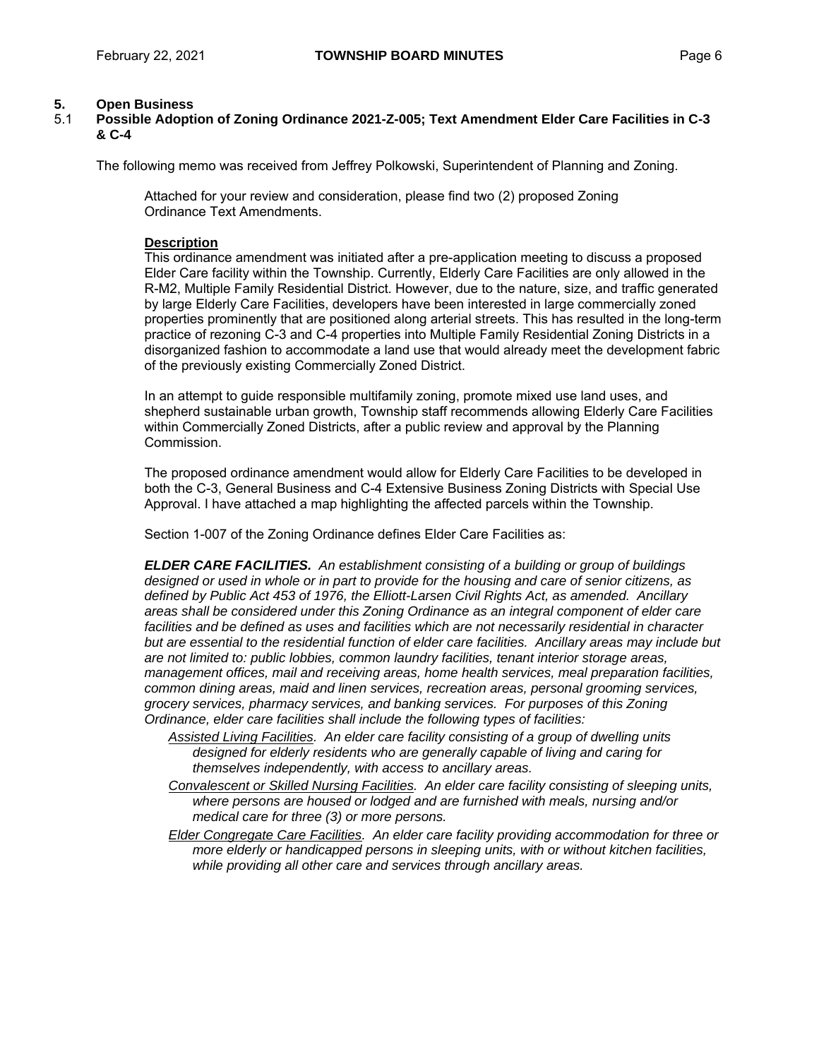## 5. Open Business

### 5.1 Possible Adoption of Zoning Ordinance 2021-Z-005; Text Amendment Elder Care Facilities in C-3 & C-4

The following memo was received from Jeffrey Polkowski, Superintendent of Planning and Zoning.

> Attached for your review and consideration, please find two (2) proposed Zoning Ordinance Text Amendments.
>
> **Description**
>
> This ordinance amendment was initiated after a pre-application meeting to discuss a proposed Elder Care facility within the Township. Currently, Elderly Care Facilities are only allowed in the R-M2, Multiple Family Residential District. However, due to the nature, size, and traffic generated by large Elderly Care Facilities, developers have been interested in large commercially zoned properties prominently that are positioned along arterial streets. This has resulted in the long-term practice of rezoning C-3 and C-4 properties into Multiple Family Residential Zoning Districts in a disorganized fashion to accommodate a land use that would already meet the development fabric of the previously existing Commercially Zoned District.
>
> In an attempt to guide responsible multifamily zoning, promote mixed use land uses, and shepherd sustainable urban growth, Township staff recommends allowing Elderly Care Facilities within Commercially Zoned Districts, after a public review and approval by the Planning Commission.
>
> The proposed ordinance amendment would allow for Elderly Care Facilities to be developed in both the C-3, General Business and C-4 Extensive Business Zoning Districts with Special Use Approval. I have attached a map highlighting the affected parcels within the Township.
>
> Section 1-007 of the Zoning Ordinance defines Elder Care Facilities as:
>
> ***ELDER CARE FACILITIES.*** *An establishment consisting of a building or group of buildings designed or used in whole or in part to provide for the housing and care of senior citizens, as defined by Public Act 453 of 1976, the Elliott-Larsen Civil Rights Act, as amended. Ancillary areas shall be considered under this Zoning Ordinance as an integral component of elder care facilities and be defined as uses and facilities which are not necessarily residential in character but are essential to the residential function of elder care facilities. Ancillary areas may include but are not limited to: public lobbies, common laundry facilities, tenant interior storage areas, management offices, mail and receiving areas, home health services, meal preparation facilities, common dining areas, maid and linen services, recreation areas, personal grooming services, grocery services, pharmacy services, and banking services. For purposes of this Zoning Ordinance, elder care facilities shall include the following types of facilities:*
>
> - *Assisted Living Facilities. An elder care facility consisting of a group of dwelling units designed for elderly residents who are generally capable of living and caring for themselves independently, with access to ancillary areas.*
> - *Convalescent or Skilled Nursing Facilities. An elder care facility consisting of sleeping units, where persons are housed or lodged and are furnished with meals, nursing and/or medical care for three (3) or more persons.*
> - *Elder Congregate Care Facilities. An elder care facility providing accommodation for three or more elderly or handicapped persons in sleeping units, with or without kitchen facilities, while providing all other care and services through ancillary areas.*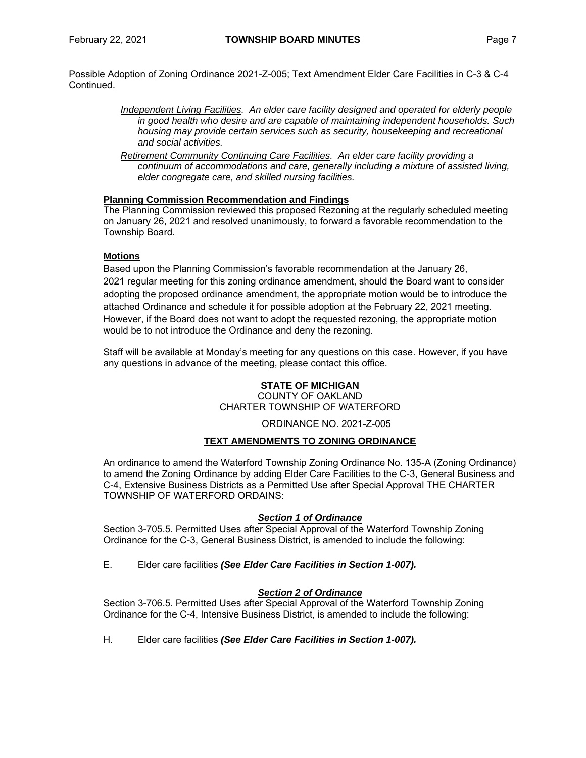Possible Adoption of Zoning Ordinance 2021-Z-005; Text Amendment Elder Care Facilities in C-3 & C-4 Continued.

*Independent Living Facilities. An elder care facility designed and operated for elderly people in good health who desire and are capable of maintaining independent households. Such housing may provide certain services such as security, housekeeping and recreational and social activities.*

*Retirement Community Continuing Care Facilities. An elder care facility providing a continuum of accommodations and care, generally including a mixture of assisted living, elder congregate care, and skilled nursing facilities.*

**Planning Commission Recommendation and Findings**

The Planning Commission reviewed this proposed Rezoning at the regularly scheduled meeting on January 26, 2021 and resolved unanimously, to forward a favorable recommendation to the Township Board.

**Motions**

Based upon the Planning Commission's favorable recommendation at the January 26, 2021 regular meeting for this zoning ordinance amendment, should the Board want to consider adopting the proposed ordinance amendment, the appropriate motion would be to introduce the attached Ordinance and schedule it for possible adoption at the February 22, 2021 meeting. However, if the Board does not want to adopt the requested rezoning, the appropriate motion would be to not introduce the Ordinance and deny the rezoning.

Staff will be available at Monday's meeting for any questions on this case. However, if you have any questions in advance of the meeting, please contact this office.

**STATE OF MICHIGAN**
COUNTY OF OAKLAND
CHARTER TOWNSHIP OF WATERFORD

ORDINANCE NO. 2021-Z-005

**TEXT AMENDMENTS TO ZONING ORDINANCE**

An ordinance to amend the Waterford Township Zoning Ordinance No. 135-A (Zoning Ordinance) to amend the Zoning Ordinance by adding Elder Care Facilities to the C-3, General Business and C-4, Extensive Business Districts as a Permitted Use after Special Approval THE CHARTER TOWNSHIP OF WATERFORD ORDAINS:

***Section 1 of Ordinance***

Section 3-705.5. Permitted Uses after Special Approval of the Waterford Township Zoning Ordinance for the C-3, General Business District, is amended to include the following:

E. Elder care facilities ***(See Elder Care Facilities in Section 1-007).***

***Section 2 of Ordinance***

Section 3-706.5. Permitted Uses after Special Approval of the Waterford Township Zoning Ordinance for the C-4, Intensive Business District, is amended to include the following:

H. Elder care facilities ***(See Elder Care Facilities in Section 1-007).***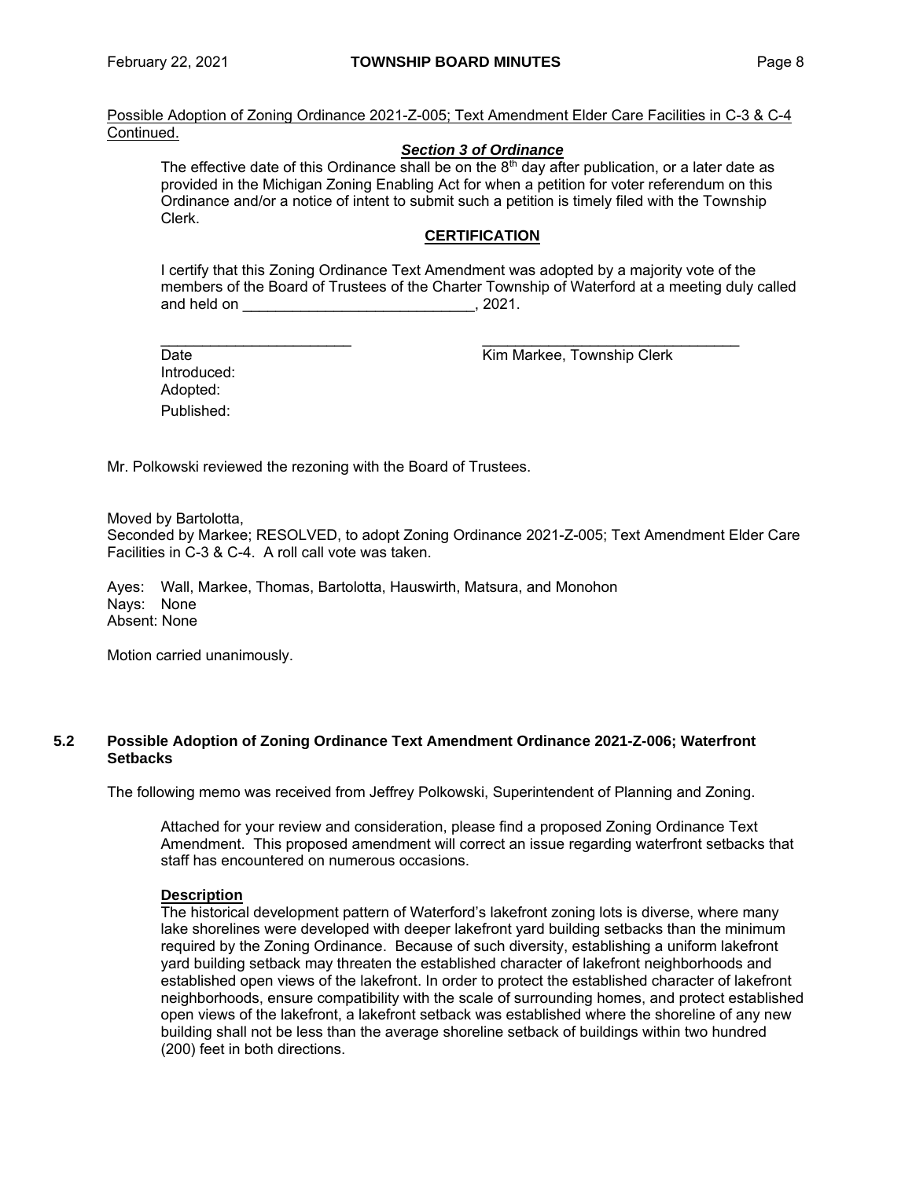Possible Adoption of Zoning Ordinance 2021-Z-005; Text Amendment Elder Care Facilities in C-3 & C-4 Continued.

***Section 3 of Ordinance***

The effective date of this Ordinance shall be on the 8th day after publication, or a later date as provided in the Michigan Zoning Enabling Act for when a petition for voter referendum on this Ordinance and/or a notice of intent to submit such a petition is timely filed with the Township Clerk.

**CERTIFICATION**

I certify that this Zoning Ordinance Text Amendment was adopted by a majority vote of the members of the Board of Trustees of the Charter Township of Waterford at a meeting duly called and held on ____________________________, 2021.

________________________ ________________________________
Date Kim Markee, Township Clerk

Introduced:
Adopted:
Published:

Mr. Polkowski reviewed the rezoning with the Board of Trustees.

Moved by Bartolotta,
Seconded by Markee; RESOLVED, to adopt Zoning Ordinance 2021-Z-005; Text Amendment Elder Care Facilities in C-3 & C-4. A roll call vote was taken.

Ayes: Wall, Markee, Thomas, Bartolotta, Hauswirth, Matsura, and Monohon
Nays: None
Absent: None

Motion carried unanimously.

### 5.2 Possible Adoption of Zoning Ordinance Text Amendment Ordinance 2021-Z-006; Waterfront Setbacks

The following memo was received from Jeffrey Polkowski, Superintendent of Planning and Zoning.

Attached for your review and consideration, please find a proposed Zoning Ordinance Text Amendment. This proposed amendment will correct an issue regarding waterfront setbacks that staff has encountered on numerous occasions.

**Description**

The historical development pattern of Waterford's lakefront zoning lots is diverse, where many lake shorelines were developed with deeper lakefront yard building setbacks than the minimum required by the Zoning Ordinance. Because of such diversity, establishing a uniform lakefront yard building setback may threaten the established character of lakefront neighborhoods and established open views of the lakefront. In order to protect the established character of lakefront neighborhoods, ensure compatibility with the scale of surrounding homes, and protect established open views of the lakefront, a lakefront setback was established where the shoreline of any new building shall not be less than the average shoreline setback of buildings within two hundred (200) feet in both directions.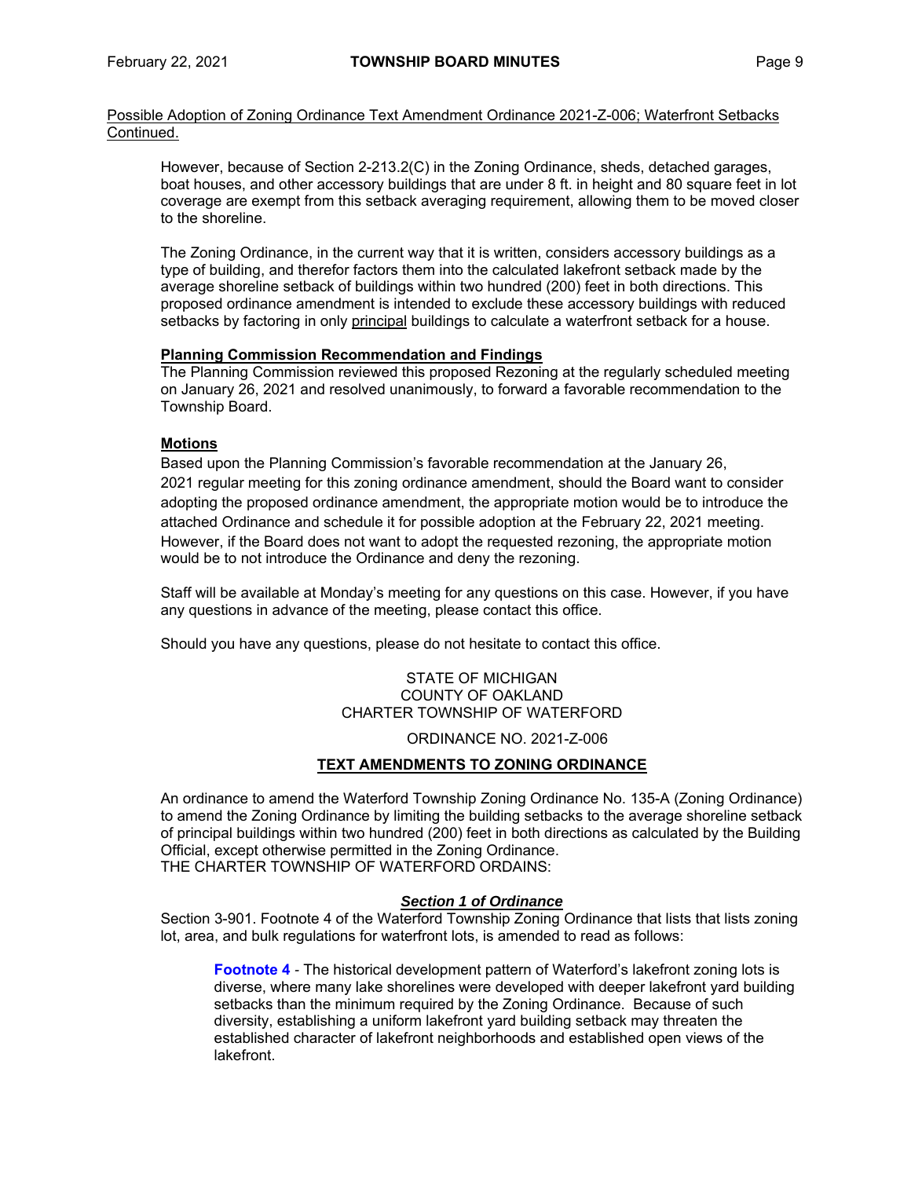Possible Adoption of Zoning Ordinance Text Amendment Ordinance 2021-Z-006; Waterfront Setbacks Continued.

However, because of Section 2-213.2(C) in the Zoning Ordinance, sheds, detached garages, boat houses, and other accessory buildings that are under 8 ft. in height and 80 square feet in lot coverage are exempt from this setback averaging requirement, allowing them to be moved closer to the shoreline.

The Zoning Ordinance, in the current way that it is written, considers accessory buildings as a type of building, and therefor factors them into the calculated lakefront setback made by the average shoreline setback of buildings within two hundred (200) feet in both directions. This proposed ordinance amendment is intended to exclude these accessory buildings with reduced setbacks by factoring in only principal buildings to calculate a waterfront setback for a house.

**Planning Commission Recommendation and Findings**

The Planning Commission reviewed this proposed Rezoning at the regularly scheduled meeting on January 26, 2021 and resolved unanimously, to forward a favorable recommendation to the Township Board.

**Motions**

Based upon the Planning Commission's favorable recommendation at the January 26, 2021 regular meeting for this zoning ordinance amendment, should the Board want to consider adopting the proposed ordinance amendment, the appropriate motion would be to introduce the attached Ordinance and schedule it for possible adoption at the February 22, 2021 meeting. However, if the Board does not want to adopt the requested rezoning, the appropriate motion would be to not introduce the Ordinance and deny the rezoning.

Staff will be available at Monday's meeting for any questions on this case. However, if you have any questions in advance of the meeting, please contact this office.

Should you have any questions, please do not hesitate to contact this office.

STATE OF MICHIGAN
COUNTY OF OAKLAND
CHARTER TOWNSHIP OF WATERFORD

ORDINANCE NO. 2021-Z-006

**TEXT AMENDMENTS TO ZONING ORDINANCE**

An ordinance to amend the Waterford Township Zoning Ordinance No. 135-A (Zoning Ordinance) to amend the Zoning Ordinance by limiting the building setbacks to the average shoreline setback of principal buildings within two hundred (200) feet in both directions as calculated by the Building Official, except otherwise permitted in the Zoning Ordinance.
THE CHARTER TOWNSHIP OF WATERFORD ORDAINS:

***Section 1 of Ordinance***

Section 3-901. Footnote 4 of the Waterford Township Zoning Ordinance that lists that lists zoning lot, area, and bulk regulations for waterfront lots, is amended to read as follows:

**Footnote 4** - The historical development pattern of Waterford's lakefront zoning lots is diverse, where many lake shorelines were developed with deeper lakefront yard building setbacks than the minimum required by the Zoning Ordinance. Because of such diversity, establishing a uniform lakefront yard building setback may threaten the established character of lakefront neighborhoods and established open views of the lakefront.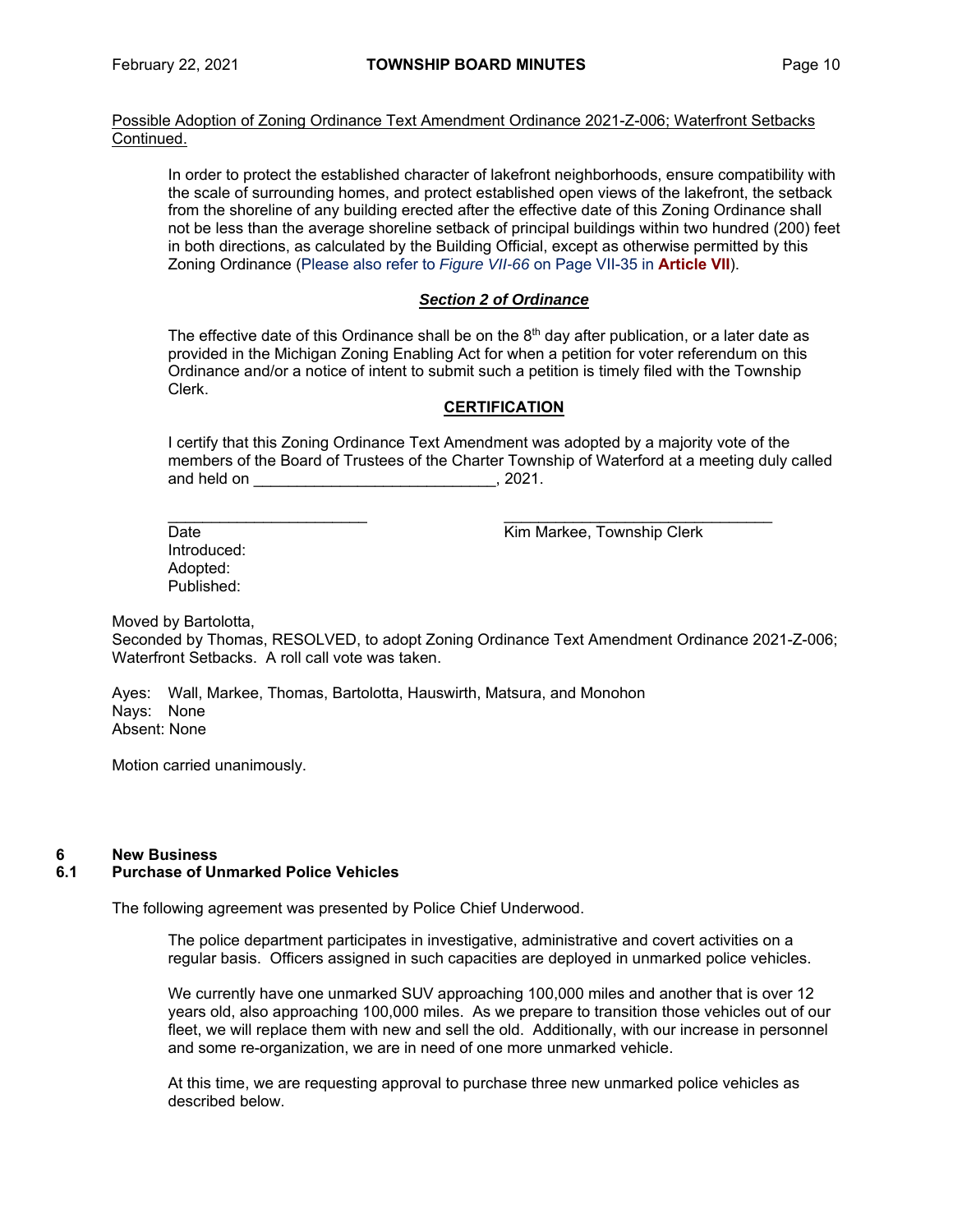Possible Adoption of Zoning Ordinance Text Amendment Ordinance 2021-Z-006; Waterfront Setbacks Continued.

> In order to protect the established character of lakefront neighborhoods, ensure compatibility with the scale of surrounding homes, and protect established open views of the lakefront, the setback from the shoreline of any building erected after the effective date of this Zoning Ordinance shall not be less than the average shoreline setback of principal buildings within two hundred (200) feet in both directions, as calculated by the Building Official, except as otherwise permitted by this Zoning Ordinance (Please also refer to *Figure VII-66* on Page VII-35 in **Article VII**).
>
> ***Section 2 of Ordinance***
>
> The effective date of this Ordinance shall be on the 8th day after publication, or a later date as provided in the Michigan Zoning Enabling Act for when a petition for voter referendum on this Ordinance and/or a notice of intent to submit such a petition is timely filed with the Township Clerk.
>
> **CERTIFICATION**
>
> I certify that this Zoning Ordinance Text Amendment was adopted by a majority vote of the members of the Board of Trustees of the Charter Township of Waterford at a meeting duly called and held on ____________________________, 2021.
>
> ________________________ ________________________________
>
> Date Kim Markee, Township Clerk
>
> Introduced:
> Adopted:
> Published:

Moved by Bartolotta,
Seconded by Thomas, RESOLVED, to adopt Zoning Ordinance Text Amendment Ordinance 2021-Z-006; Waterfront Setbacks. A roll call vote was taken.

Ayes: Wall, Markee, Thomas, Bartolotta, Hauswirth, Matsura, and Monohon
Nays: None
Absent: None

Motion carried unanimously.

## 6 New Business

### 6.1 Purchase of Unmarked Police Vehicles

The following agreement was presented by Police Chief Underwood.

> The police department participates in investigative, administrative and covert activities on a regular basis. Officers assigned in such capacities are deployed in unmarked police vehicles.
>
> We currently have one unmarked SUV approaching 100,000 miles and another that is over 12 years old, also approaching 100,000 miles. As we prepare to transition those vehicles out of our fleet, we will replace them with new and sell the old. Additionally, with our increase in personnel and some re-organization, we are in need of one more unmarked vehicle.
>
> At this time, we are requesting approval to purchase three new unmarked police vehicles as described below.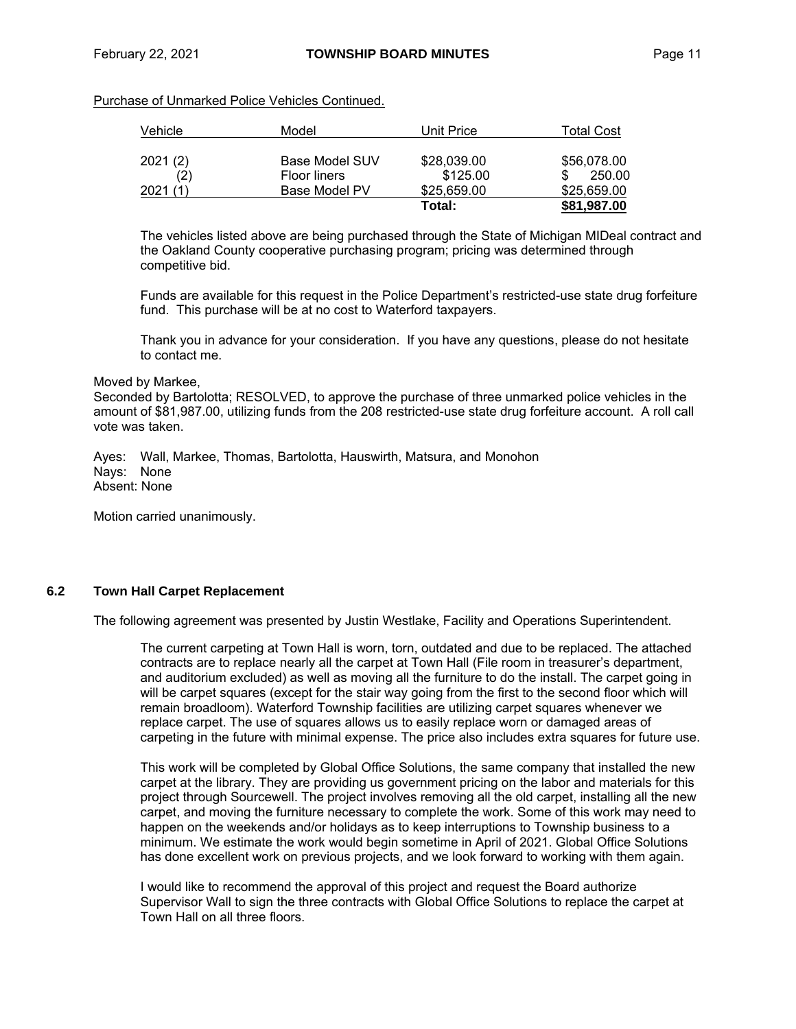Purchase of Unmarked Police Vehicles Continued.

| Vehicle | Model | Unit Price | Total Cost |
|---|---|---|---|
| 2021 (2) | Base Model SUV | $28,039.00 | $56,078.00 |
| (2) | Floor liners | $125.00 | $ 250.00 |
| 2021 (1) | Base Model PV | $25,659.00 | $25,659.00 |
| | | **Total:** | **$81,987.00** |

The vehicles listed above are being purchased through the State of Michigan MIDeal contract and the Oakland County cooperative purchasing program; pricing was determined through competitive bid.

Funds are available for this request in the Police Department's restricted-use state drug forfeiture fund. This purchase will be at no cost to Waterford taxpayers.

Thank you in advance for your consideration. If you have any questions, please do not hesitate to contact me.

Moved by Markee,
Seconded by Bartolotta; RESOLVED, to approve the purchase of three unmarked police vehicles in the amount of $81,987.00, utilizing funds from the 208 restricted-use state drug forfeiture account. A roll call vote was taken.

Ayes: Wall, Markee, Thomas, Bartolotta, Hauswirth, Matsura, and Monohon
Nays: None
Absent: None

Motion carried unanimously.

### 6.2 Town Hall Carpet Replacement

The following agreement was presented by Justin Westlake, Facility and Operations Superintendent.

The current carpeting at Town Hall is worn, torn, outdated and due to be replaced. The attached contracts are to replace nearly all the carpet at Town Hall (File room in treasurer's department, and auditorium excluded) as well as moving all the furniture to do the install. The carpet going in will be carpet squares (except for the stair way going from the first to the second floor which will remain broadloom). Waterford Township facilities are utilizing carpet squares whenever we replace carpet. The use of squares allows us to easily replace worn or damaged areas of carpeting in the future with minimal expense. The price also includes extra squares for future use.

This work will be completed by Global Office Solutions, the same company that installed the new carpet at the library. They are providing us government pricing on the labor and materials for this project through Sourcewell. The project involves removing all the old carpet, installing all the new carpet, and moving the furniture necessary to complete the work. Some of this work may need to happen on the weekends and/or holidays as to keep interruptions to Township business to a minimum. We estimate the work would begin sometime in April of 2021. Global Office Solutions has done excellent work on previous projects, and we look forward to working with them again.

I would like to recommend the approval of this project and request the Board authorize Supervisor Wall to sign the three contracts with Global Office Solutions to replace the carpet at Town Hall on all three floors.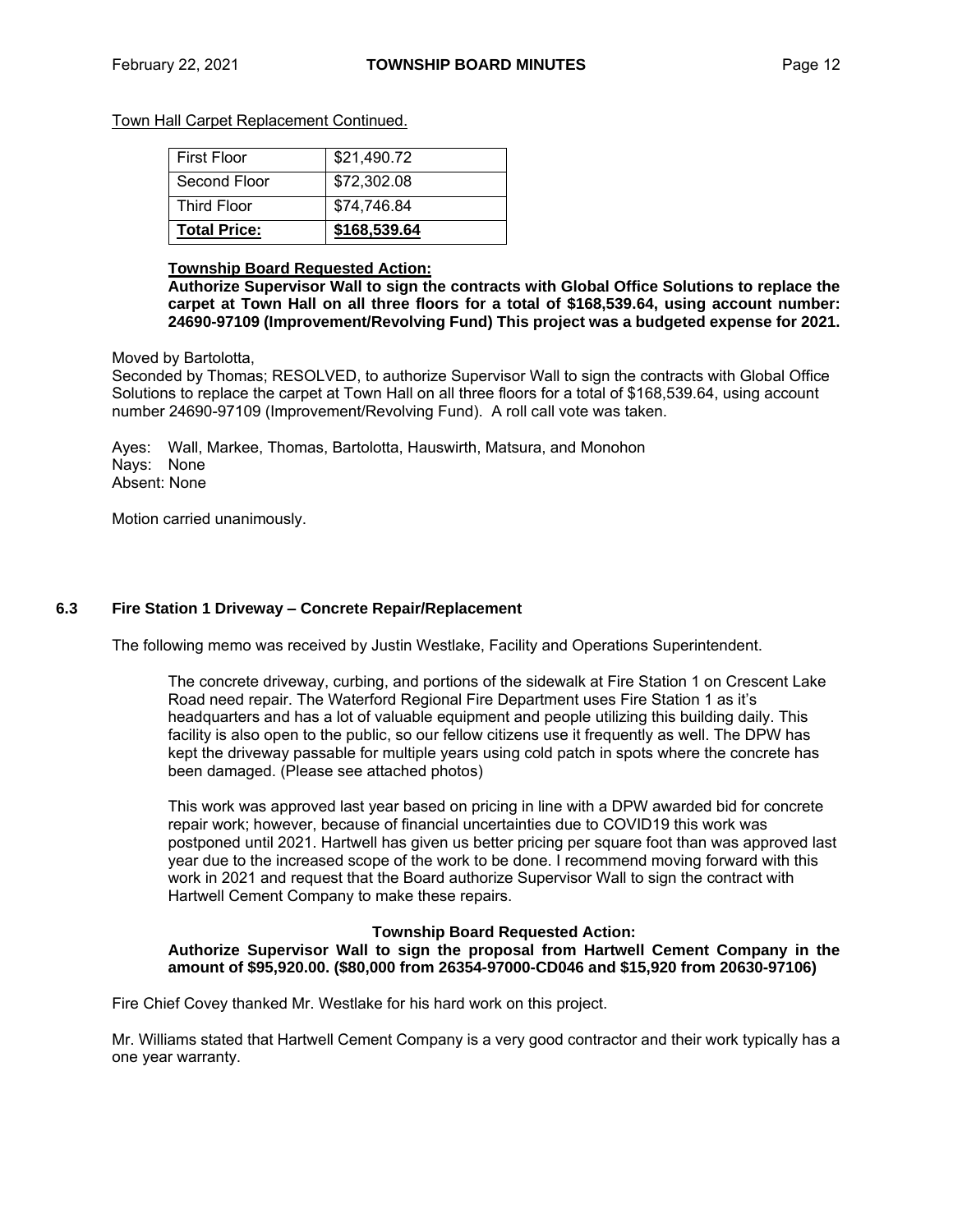Town Hall Carpet Replacement Continued.

| First Floor | $21,490.72 |
|---|---|
| Second Floor | $72,302.08 |
| Third Floor | $74,746.84 |
| **Total Price:** | **$168,539.64** |

**Township Board Requested Action:**
**Authorize Supervisor Wall to sign the contracts with Global Office Solutions to replace the carpet at Town Hall on all three floors for a total of $168,539.64, using account number: 24690-97109 (Improvement/Revolving Fund) This project was a budgeted expense for 2021.**

Moved by Bartolotta,
Seconded by Thomas; RESOLVED, to authorize Supervisor Wall to sign the contracts with Global Office Solutions to replace the carpet at Town Hall on all three floors for a total of $168,539.64, using account number 24690-97109 (Improvement/Revolving Fund). A roll call vote was taken.

Ayes: Wall, Markee, Thomas, Bartolotta, Hauswirth, Matsura, and Monohon
Nays: None
Absent: None

Motion carried unanimously.

### 6.3 Fire Station 1 Driveway – Concrete Repair/Replacement

The following memo was received by Justin Westlake, Facility and Operations Superintendent.

> The concrete driveway, curbing, and portions of the sidewalk at Fire Station 1 on Crescent Lake Road need repair. The Waterford Regional Fire Department uses Fire Station 1 as it's headquarters and has a lot of valuable equipment and people utilizing this building daily. This facility is also open to the public, so our fellow citizens use it frequently as well. The DPW has kept the driveway passable for multiple years using cold patch in spots where the concrete has been damaged. (Please see attached photos)
>
> This work was approved last year based on pricing in line with a DPW awarded bid for concrete repair work; however, because of financial uncertainties due to COVID19 this work was postponed until 2021. Hartwell has given us better pricing per square foot than was approved last year due to the increased scope of the work to be done. I recommend moving forward with this work in 2021 and request that the Board authorize Supervisor Wall to sign the contract with Hartwell Cement Company to make these repairs.

**Township Board Requested Action:**
**Authorize Supervisor Wall to sign the proposal from Hartwell Cement Company in the amount of $95,920.00. ($80,000 from 26354-97000-CD046 and $15,920 from 20630-97106)**

Fire Chief Covey thanked Mr. Westlake for his hard work on this project.

Mr. Williams stated that Hartwell Cement Company is a very good contractor and their work typically has a one year warranty.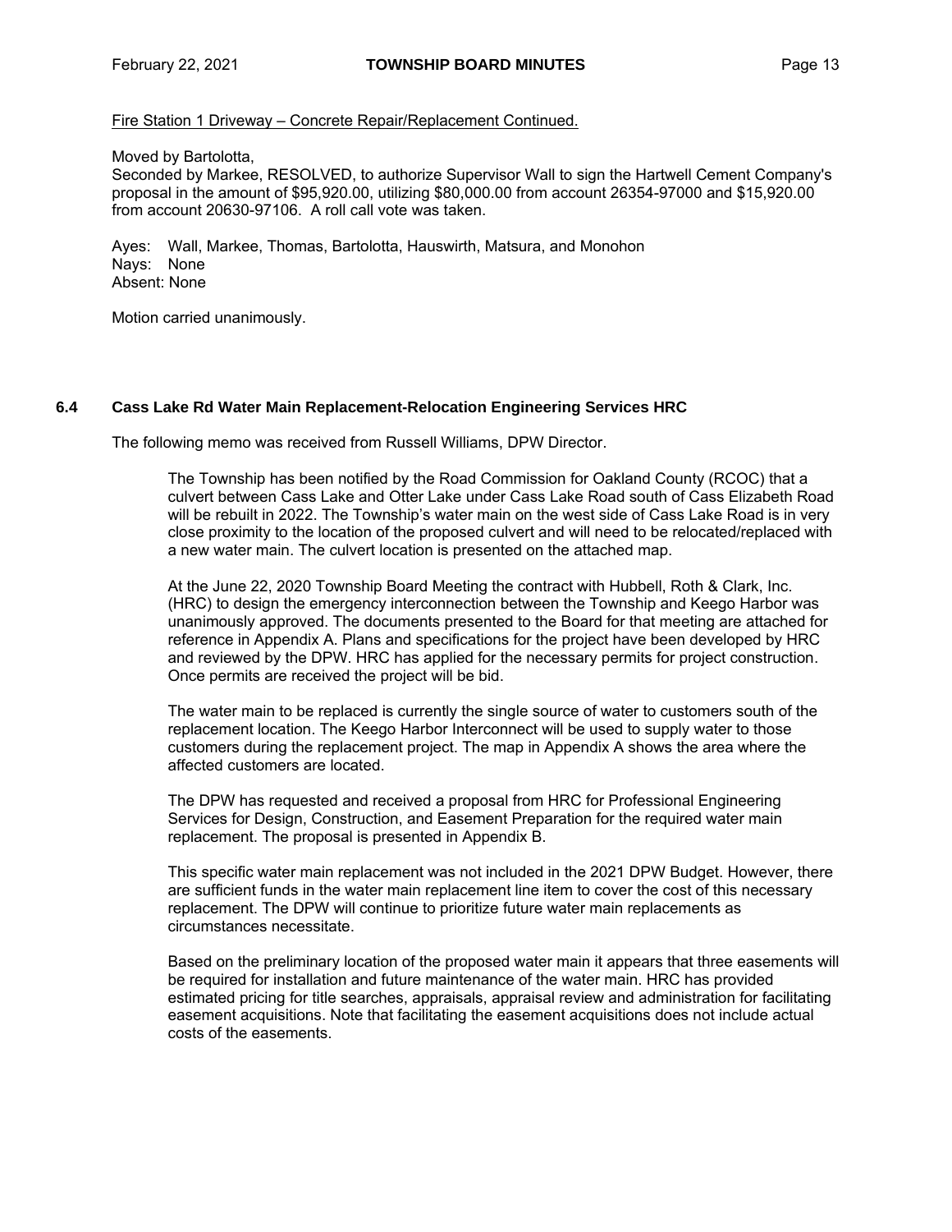Fire Station 1 Driveway – Concrete Repair/Replacement Continued.

Moved by Bartolotta,
Seconded by Markee, RESOLVED, to authorize Supervisor Wall to sign the Hartwell Cement Company's proposal in the amount of $95,920.00, utilizing $80,000.00 from account 26354-97000 and $15,920.00 from account 20630-97106. A roll call vote was taken.

Ayes: Wall, Markee, Thomas, Bartolotta, Hauswirth, Matsura, and Monohon
Nays: None
Absent: None

Motion carried unanimously.

### 6.4 Cass Lake Rd Water Main Replacement-Relocation Engineering Services HRC

The following memo was received from Russell Williams, DPW Director.

> The Township has been notified by the Road Commission for Oakland County (RCOC) that a culvert between Cass Lake and Otter Lake under Cass Lake Road south of Cass Elizabeth Road will be rebuilt in 2022. The Township's water main on the west side of Cass Lake Road is in very close proximity to the location of the proposed culvert and will need to be relocated/replaced with a new water main. The culvert location is presented on the attached map.
>
> At the June 22, 2020 Township Board Meeting the contract with Hubbell, Roth & Clark, Inc. (HRC) to design the emergency interconnection between the Township and Keego Harbor was unanimously approved. The documents presented to the Board for that meeting are attached for reference in Appendix A. Plans and specifications for the project have been developed by HRC and reviewed by the DPW. HRC has applied for the necessary permits for project construction. Once permits are received the project will be bid.
>
> The water main to be replaced is currently the single source of water to customers south of the replacement location. The Keego Harbor Interconnect will be used to supply water to those customers during the replacement project. The map in Appendix A shows the area where the affected customers are located.
>
> The DPW has requested and received a proposal from HRC for Professional Engineering Services for Design, Construction, and Easement Preparation for the required water main replacement. The proposal is presented in Appendix B.
>
> This specific water main replacement was not included in the 2021 DPW Budget. However, there are sufficient funds in the water main replacement line item to cover the cost of this necessary replacement. The DPW will continue to prioritize future water main replacements as circumstances necessitate.
>
> Based on the preliminary location of the proposed water main it appears that three easements will be required for installation and future maintenance of the water main. HRC has provided estimated pricing for title searches, appraisals, appraisal review and administration for facilitating easement acquisitions. Note that facilitating the easement acquisitions does not include actual costs of the easements.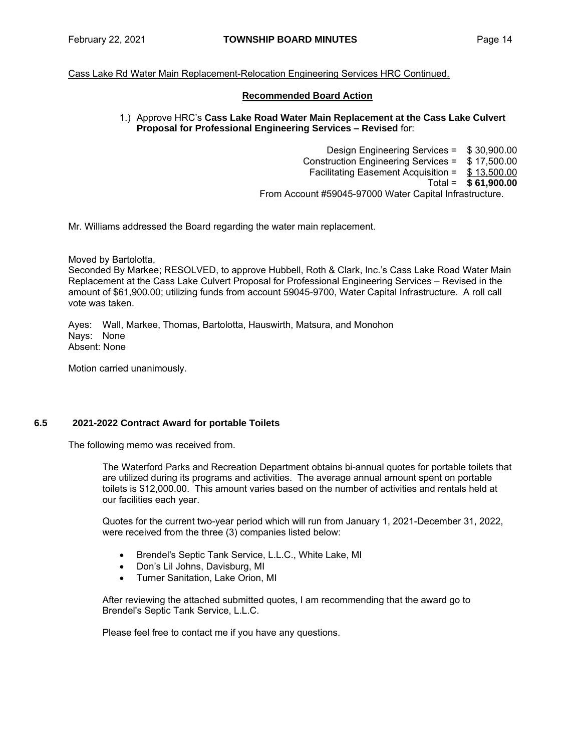Cass Lake Rd Water Main Replacement-Relocation Engineering Services HRC Continued.

**Recommended Board Action**

1.) Approve HRC's **Cass Lake Road Water Main Replacement at the Cass Lake Culvert Proposal for Professional Engineering Services – Revised** for:

| | |
|---|---|
| Design Engineering Services = | $ 30,900.00 |
| Construction Engineering Services = | $ 17,500.00 |
| Facilitating Easement Acquisition = | $ 13,500.00 |
| Total = | **$ 61,900.00** |

From Account #59045-97000 Water Capital Infrastructure.

Mr. Williams addressed the Board regarding the water main replacement.

Moved by Bartolotta,
Seconded By Markee; RESOLVED, to approve Hubbell, Roth & Clark, Inc.'s Cass Lake Road Water Main Replacement at the Cass Lake Culvert Proposal for Professional Engineering Services – Revised in the amount of $61,900.00; utilizing funds from account 59045-9700, Water Capital Infrastructure. A roll call vote was taken.

Ayes: Wall, Markee, Thomas, Bartolotta, Hauswirth, Matsura, and Monohon
Nays: None
Absent: None

Motion carried unanimously.

### 6.5 2021-2022 Contract Award for portable Toilets

The following memo was received from.

> The Waterford Parks and Recreation Department obtains bi-annual quotes for portable toilets that are utilized during its programs and activities. The average annual amount spent on portable toilets is $12,000.00. This amount varies based on the number of activities and rentals held at our facilities each year.
>
> Quotes for the current two-year period which will run from January 1, 2021-December 31, 2022, were received from the three (3) companies listed below:
>
> - Brendel's Septic Tank Service, L.L.C., White Lake, MI
> - Don's Lil Johns, Davisburg, MI
> - Turner Sanitation, Lake Orion, MI
>
> After reviewing the attached submitted quotes, I am recommending that the award go to Brendel's Septic Tank Service, L.L.C.
>
> Please feel free to contact me if you have any questions.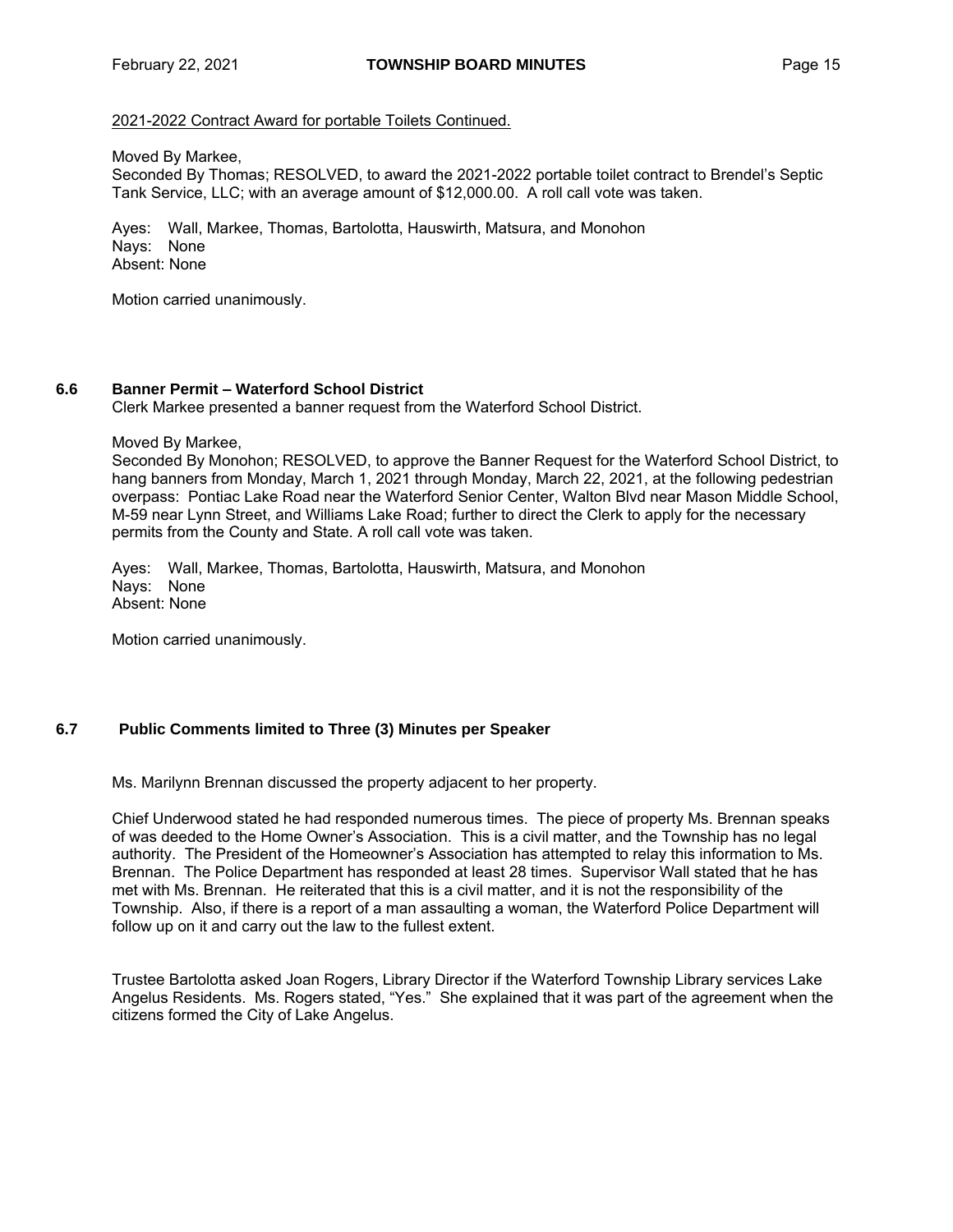2021-2022 Contract Award for portable Toilets Continued.

Moved By Markee,
Seconded By Thomas; RESOLVED, to award the 2021-2022 portable toilet contract to Brendel's Septic Tank Service, LLC; with an average amount of $12,000.00. A roll call vote was taken.

Ayes: Wall, Markee, Thomas, Bartolotta, Hauswirth, Matsura, and Monohon
Nays: None
Absent: None

Motion carried unanimously.

### 6.6 Banner Permit – Waterford School District

Clerk Markee presented a banner request from the Waterford School District.

Moved By Markee,
Seconded By Monohon; RESOLVED, to approve the Banner Request for the Waterford School District, to hang banners from Monday, March 1, 2021 through Monday, March 22, 2021, at the following pedestrian overpass: Pontiac Lake Road near the Waterford Senior Center, Walton Blvd near Mason Middle School, M-59 near Lynn Street, and Williams Lake Road; further to direct the Clerk to apply for the necessary permits from the County and State. A roll call vote was taken.

Ayes: Wall, Markee, Thomas, Bartolotta, Hauswirth, Matsura, and Monohon
Nays: None
Absent: None

Motion carried unanimously.

### 6.7 Public Comments limited to Three (3) Minutes per Speaker

Ms. Marilynn Brennan discussed the property adjacent to her property.

Chief Underwood stated he had responded numerous times. The piece of property Ms. Brennan speaks of was deeded to the Home Owner's Association. This is a civil matter, and the Township has no legal authority. The President of the Homeowner's Association has attempted to relay this information to Ms. Brennan. The Police Department has responded at least 28 times. Supervisor Wall stated that he has met with Ms. Brennan. He reiterated that this is a civil matter, and it is not the responsibility of the Township. Also, if there is a report of a man assaulting a woman, the Waterford Police Department will follow up on it and carry out the law to the fullest extent.

Trustee Bartolotta asked Joan Rogers, Library Director if the Waterford Township Library services Lake Angelus Residents. Ms. Rogers stated, "Yes." She explained that it was part of the agreement when the citizens formed the City of Lake Angelus.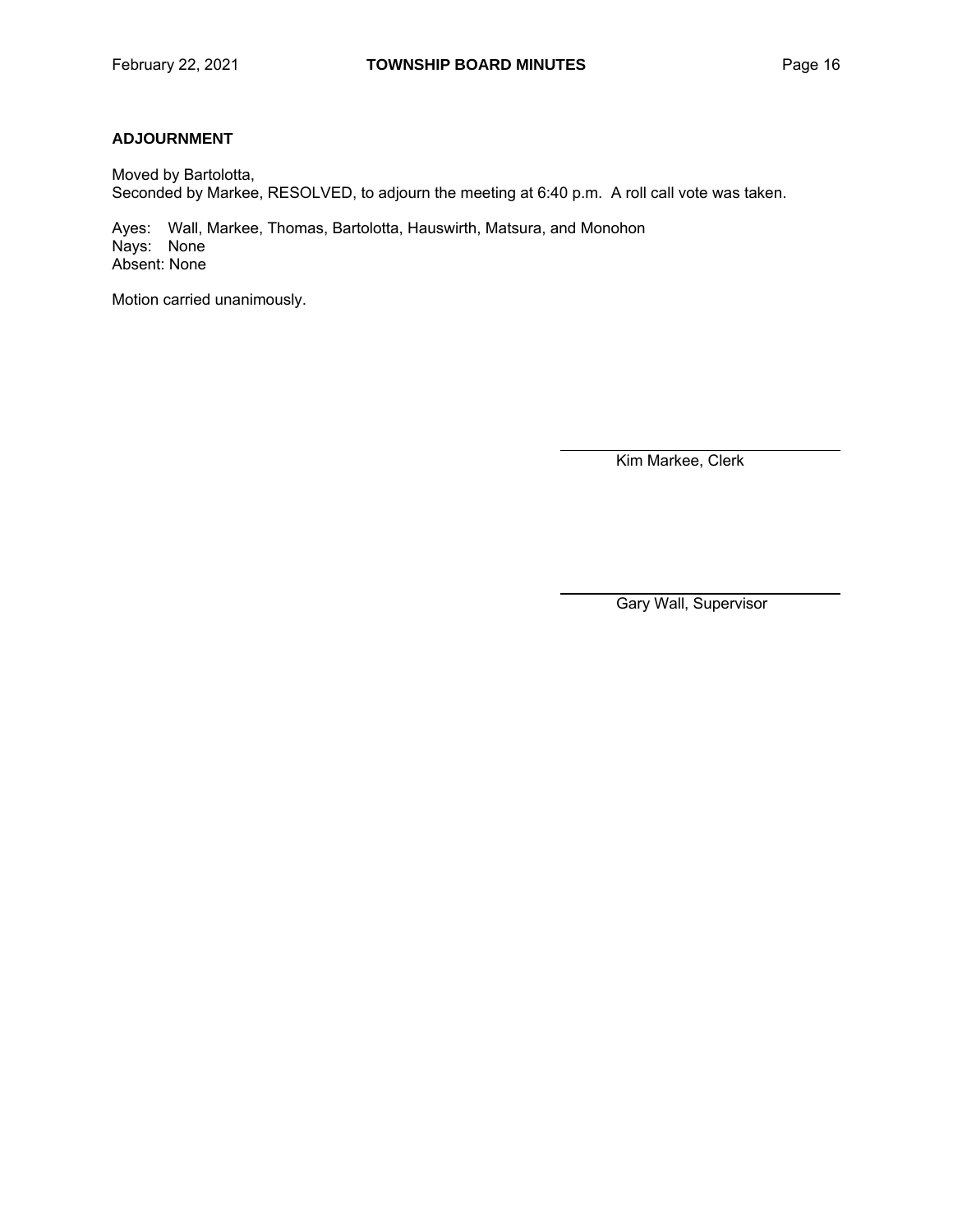**ADJOURNMENT**

Moved by Bartolotta,
Seconded by Markee, RESOLVED, to adjourn the meeting at 6:40 p.m. A roll call vote was taken.

Ayes: Wall, Markee, Thomas, Bartolotta, Hauswirth, Matsura, and Monohon
Nays: None
Absent: None

Motion carried unanimously.

\_\_\_\_\_\_\_\_\_\_\_\_\_\_\_\_\_\_\_\_\_\_\_\_\_\_\_\_\_\_
Kim Markee, Clerk

\_\_\_\_\_\_\_\_\_\_\_\_\_\_\_\_\_\_\_\_\_\_\_\_\_\_\_\_\_\_
Gary Wall, Supervisor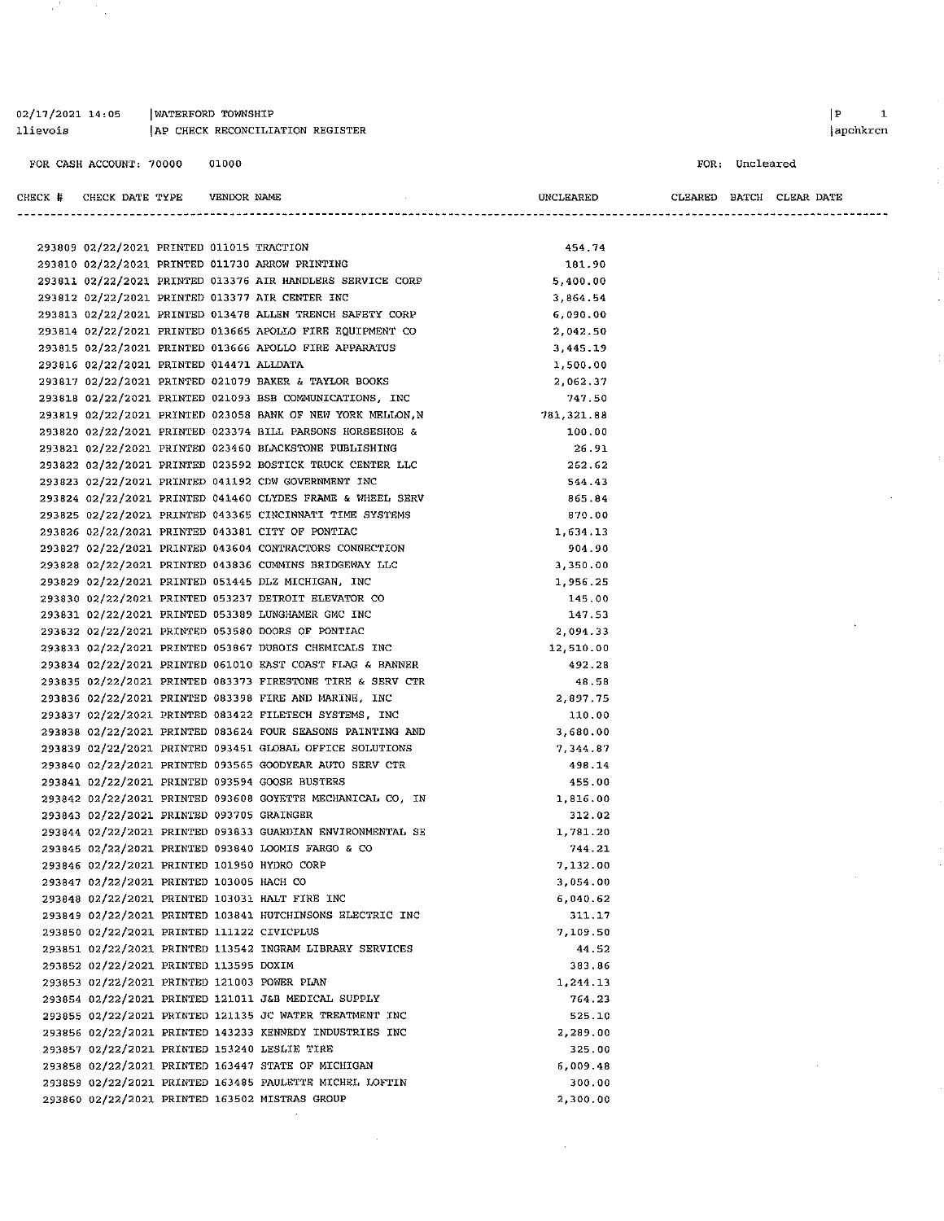02/17/2021 14:05 | WATERFORD TOWNSHIP
llievois | AP CHECK RECONCILIATION REGISTER

FOR CASH ACCOUNT: 70000 01000

FOR: Uncleared

| CHECK # | CHECK DATE | TYPE | VENDOR | NAME | UNCLEARED | CLEARED | BATCH | CLEAR DATE |
|---|---|---|---|---|---|---|---|---|
| 293809 | 02/22/2021 | PRINTED | 011015 | TRACTION | 454.74 | | | |
| 293810 | 02/22/2021 | PRINTED | 011730 | ARROW PRINTING | 181.90 | | | |
| 293811 | 02/22/2021 | PRINTED | 013376 | AIR HANDLERS SERVICE CORP | 5,400.00 | | | |
| 293812 | 02/22/2021 | PRINTED | 013377 | AIR CENTER INC | 3,864.54 | | | |
| 293813 | 02/22/2021 | PRINTED | 013478 | ALLEN TRENCH SAFETY CORP | 6,090.00 | | | |
| 293814 | 02/22/2021 | PRINTED | 013665 | APOLLO FIRE EQUIPMENT CO | 2,042.50 | | | |
| 293815 | 02/22/2021 | PRINTED | 013666 | APOLLO FIRE APPARATUS | 3,445.19 | | | |
| 293816 | 02/22/2021 | PRINTED | 014471 | ALLDATA | 1,500.00 | | | |
| 293817 | 02/22/2021 | PRINTED | 021079 | BAKER & TAYLOR BOOKS | 2,062.37 | | | |
| 293818 | 02/22/2021 | PRINTED | 021093 | BSB COMMUNICATIONS, INC | 747.50 | | | |
| 293819 | 02/22/2021 | PRINTED | 023058 | BANK OF NEW YORK MELLON,N | 781,321.88 | | | |
| 293820 | 02/22/2021 | PRINTED | 023374 | BILL PARSONS HORSESHOE & | 100.00 | | | |
| 293821 | 02/22/2021 | PRINTED | 023460 | BLACKSTONE PUBLISHING | 26.91 | | | |
| 293822 | 02/22/2021 | PRINTED | 023592 | BOSTICK TRUCK CENTER LLC | 262.62 | | | |
| 293823 | 02/22/2021 | PRINTED | 041192 | CDW GOVERNMENT INC | 544.43 | | | |
| 293824 | 02/22/2021 | PRINTED | 041460 | CLYDES FRAME & WHEEL SERV | 865.84 | | | |
| 293825 | 02/22/2021 | PRINTED | 043365 | CINCINNATI TIME SYSTEMS | 870.00 | | | |
| 293826 | 02/22/2021 | PRINTED | 043381 | CITY OF PONTIAC | 1,634.13 | | | |
| 293827 | 02/22/2021 | PRINTED | 043604 | CONTRACTORS CONNECTION | 904.90 | | | |
| 293828 | 02/22/2021 | PRINTED | 043836 | CUMMINS BRIDGEWAY LLC | 3,350.00 | | | |
| 293829 | 02/22/2021 | PRINTED | 051445 | DLZ MICHIGAN, INC | 1,956.25 | | | |
| 293830 | 02/22/2021 | PRINTED | 053237 | DETROIT ELEVATOR CO | 145.00 | | | |
| 293831 | 02/22/2021 | PRINTED | 053389 | LUNGHAMER GMC INC | 147.53 | | | |
| 293832 | 02/22/2021 | PRINTED | 053580 | DOORS OF PONTIAC | 2,094.33 | | | |
| 293833 | 02/22/2021 | PRINTED | 053867 | DUBOIS CHEMICALS INC | 12,510.00 | | | |
| 293834 | 02/22/2021 | PRINTED | 061010 | EAST COAST FLAG & BANNER | 492.28 | | | |
| 293835 | 02/22/2021 | PRINTED | 083373 | FIRESTONE TIRE & SERV CTR | 48.58 | | | |
| 293836 | 02/22/2021 | PRINTED | 083398 | FIRE AND MARINE, INC | 2,897.75 | | | |
| 293837 | 02/22/2021 | PRINTED | 083422 | FILETECH SYSTEMS, INC | 110.00 | | | |
| 293838 | 02/22/2021 | PRINTED | 083624 | FOUR SEASONS PAINTING AND | 3,680.00 | | | |
| 293839 | 02/22/2021 | PRINTED | 093451 | GLOBAL OFFICE SOLUTIONS | 7,344.87 | | | |
| 293840 | 02/22/2021 | PRINTED | 093565 | GOODYEAR AUTO SERV CTR | 498.14 | | | |
| 293841 | 02/22/2021 | PRINTED | 093594 | GOOSE BUSTERS | 455.00 | | | |
| 293842 | 02/22/2021 | PRINTED | 093608 | GOYETTE MECHANICAL CO, IN | 1,816.00 | | | |
| 293843 | 02/22/2021 | PRINTED | 093705 | GRAINGER | 312.02 | | | |
| 293844 | 02/22/2021 | PRINTED | 093833 | GUARDIAN ENVIRONMENTAL SE | 1,781.20 | | | |
| 293845 | 02/22/2021 | PRINTED | 093840 | LOOMIS FARGO & CO | 744.21 | | | |
| 293846 | 02/22/2021 | PRINTED | 101950 | HYDRO CORP | 7,132.00 | | | |
| 293847 | 02/22/2021 | PRINTED | 103005 | HACH CO | 3,054.00 | | | |
| 293848 | 02/22/2021 | PRINTED | 103031 | HALT FIRE INC | 6,040.62 | | | |
| 293849 | 02/22/2021 | PRINTED | 103841 | HUTCHINSONS ELECTRIC INC | 311.17 | | | |
| 293850 | 02/22/2021 | PRINTED | 111122 | CIVICPLUS | 7,109.50 | | | |
| 293851 | 02/22/2021 | PRINTED | 113542 | INGRAM LIBRARY SERVICES | 44.52 | | | |
| 293852 | 02/22/2021 | PRINTED | 113595 | DOXIM | 383.86 | | | |
| 293853 | 02/22/2021 | PRINTED | 121003 | POWER PLAN | 1,244.13 | | | |
| 293854 | 02/22/2021 | PRINTED | 121011 | J&B MEDICAL SUPPLY | 764.23 | | | |
| 293855 | 02/22/2021 | PRINTED | 121135 | JC WATER TREATMENT INC | 525.10 | | | |
| 293856 | 02/22/2021 | PRINTED | 143233 | KENNEDY INDUSTRIES INC | 2,289.00 | | | |
| 293857 | 02/22/2021 | PRINTED | 153240 | LESLIE TIRE | 325.00 | | | |
| 293858 | 02/22/2021 | PRINTED | 163447 | STATE OF MICHIGAN | 6,009.48 | | | |
| 293859 | 02/22/2021 | PRINTED | 163485 | PAULETTE MICHEL LOFTIN | 300.00 | | | |
| 293860 | 02/22/2021 | PRINTED | 163502 | MISTRAS GROUP | 2,300.00 | | | |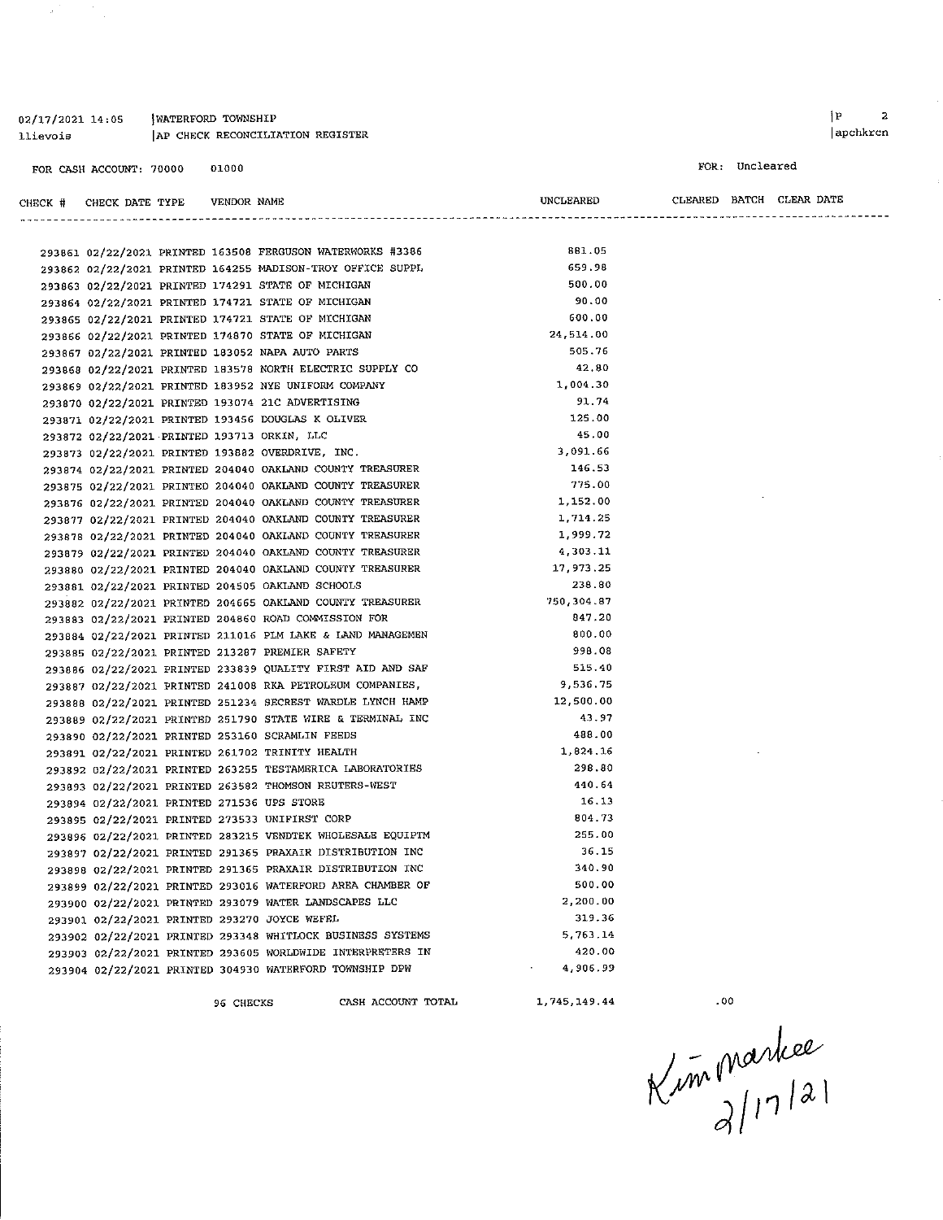02/17/2021 14:05 | WATERFORD TOWNSHIP
llievois | AP CHECK RECONCILIATION REGISTER

FOR CASH ACCOUNT: 70000 01000

FOR: Uncleared

| CHECK # | CHECK DATE | TYPE | VENDOR | NAME | UNCLEARED | CLEARED | BATCH | CLEAR DATE |
|---|---|---|---|---|---|---|---|---|
| 293861 | 02/22/2021 | PRINTED | 163508 | FERGUSON WATERWORKS #3386 | 881.05 | | | |
| 293862 | 02/22/2021 | PRINTED | 164255 | MADISON-TROY OFFICE SUPPL | 659.98 | | | |
| 293863 | 02/22/2021 | PRINTED | 174291 | STATE OF MICHIGAN | 500.00 | | | |
| 293864 | 02/22/2021 | PRINTED | 174721 | STATE OF MICHIGAN | 90.00 | | | |
| 293865 | 02/22/2021 | PRINTED | 174721 | STATE OF MICHIGAN | 600.00 | | | |
| 293866 | 02/22/2021 | PRINTED | 174870 | STATE OF MICHIGAN | 24,514.00 | | | |
| 293867 | 02/22/2021 | PRINTED | 183052 | NAPA AUTO PARTS | 505.76 | | | |
| 293868 | 02/22/2021 | PRINTED | 183578 | NORTH ELECTRIC SUPPLY CO | 42.80 | | | |
| 293869 | 02/22/2021 | PRINTED | 183952 | NYE UNIFORM COMPANY | 1,004.30 | | | |
| 293870 | 02/22/2021 | PRINTED | 193074 | 21C ADVERTISING | 91.74 | | | |
| 293871 | 02/22/2021 | PRINTED | 193456 | DOUGLAS K OLIVER | 125.00 | | | |
| 293872 | 02/22/2021 | PRINTED | 193713 | ORKIN, LLC | 45.00 | | | |
| 293873 | 02/22/2021 | PRINTED | 193882 | OVERDRIVE, INC. | 3,091.66 | | | |
| 293874 | 02/22/2021 | PRINTED | 204040 | OAKLAND COUNTY TREASURER | 146.53 | | | |
| 293875 | 02/22/2021 | PRINTED | 204040 | OAKLAND COUNTY TREASURER | 775.00 | | | |
| 293876 | 02/22/2021 | PRINTED | 204040 | OAKLAND COUNTY TREASURER | 1,152.00 | | | |
| 293877 | 02/22/2021 | PRINTED | 204040 | OAKLAND COUNTY TREASURER | 1,714.25 | | | |
| 293878 | 02/22/2021 | PRINTED | 204040 | OAKLAND COUNTY TREASURER | 1,999.72 | | | |
| 293879 | 02/22/2021 | PRINTED | 204040 | OAKLAND COUNTY TREASURER | 4,303.11 | | | |
| 293880 | 02/22/2021 | PRINTED | 204040 | OAKLAND COUNTY TREASURER | 17,973.25 | | | |
| 293881 | 02/22/2021 | PRINTED | 204505 | OAKLAND SCHOOLS | 238.80 | | | |
| 293882 | 02/22/2021 | PRINTED | 204665 | OAKLAND COUNTY TREASURER | 750,304.87 | | | |
| 293883 | 02/22/2021 | PRINTED | 204860 | ROAD COMMISSION FOR | 847.20 | | | |
| 293884 | 02/22/2021 | PRINTED | 211016 | PLM LAKE & LAND MANAGEMEN | 800.00 | | | |
| 293885 | 02/22/2021 | PRINTED | 213287 | PREMIER SAFETY | 998.08 | | | |
| 293886 | 02/22/2021 | PRINTED | 233839 | QUALITY FIRST AID AND SAF | 515.40 | | | |
| 293887 | 02/22/2021 | PRINTED | 241008 | RKA PETROLEUM COMPANIES, | 9,536.75 | | | |
| 293888 | 02/22/2021 | PRINTED | 251234 | SECREST WARDLE LYNCH HAMP | 12,500.00 | | | |
| 293889 | 02/22/2021 | PRINTED | 251790 | STATE WIRE & TERMINAL INC | 43.97 | | | |
| 293890 | 02/22/2021 | PRINTED | 253160 | SCRAMLIN FEEDS | 488.00 | | | |
| 293891 | 02/22/2021 | PRINTED | 261702 | TRINITY HEALTH | 1,824.16 | | | |
| 293892 | 02/22/2021 | PRINTED | 263255 | TESTAMERICA LABORATORIES | 298.80 | | | |
| 293893 | 02/22/2021 | PRINTED | 263582 | THOMSON REUTERS-WEST | 440.64 | | | |
| 293894 | 02/22/2021 | PRINTED | 271536 | UPS STORE | 16.13 | | | |
| 293895 | 02/22/2021 | PRINTED | 273533 | UNIFIRST CORP | 804.73 | | | |
| 293896 | 02/22/2021 | PRINTED | 283215 | VENDTEK WHOLESALE EQUIPTM | 255.00 | | | |
| 293897 | 02/22/2021 | PRINTED | 291365 | PRAXAIR DISTRIBUTION INC | 36.15 | | | |
| 293898 | 02/22/2021 | PRINTED | 291365 | PRAXAIR DISTRIBUTION INC | 340.90 | | | |
| 293899 | 02/22/2021 | PRINTED | 293016 | WATERFORD AREA CHAMBER OF | 500.00 | | | |
| 293900 | 02/22/2021 | PRINTED | 293079 | WATER LANDSCAPES LLC | 2,200.00 | | | |
| 293901 | 02/22/2021 | PRINTED | 293270 | JOYCE WEFEL | 319.36 | | | |
| 293902 | 02/22/2021 | PRINTED | 293348 | WHITLOCK BUSINESS SYSTEMS | 5,763.14 | | | |
| 293903 | 02/22/2021 | PRINTED | 293605 | WORLDWIDE INTERPRETERS IN | 420.00 | | | |
| 293904 | 02/22/2021 | PRINTED | 304930 | WATERFORD TOWNSHIP DPW | 4,906.99 | | | |
| | | | 96 CHECKS | CASH ACCOUNT TOTAL | 1,745,149.44 | .00 | | |

Kim Markee
2/17/21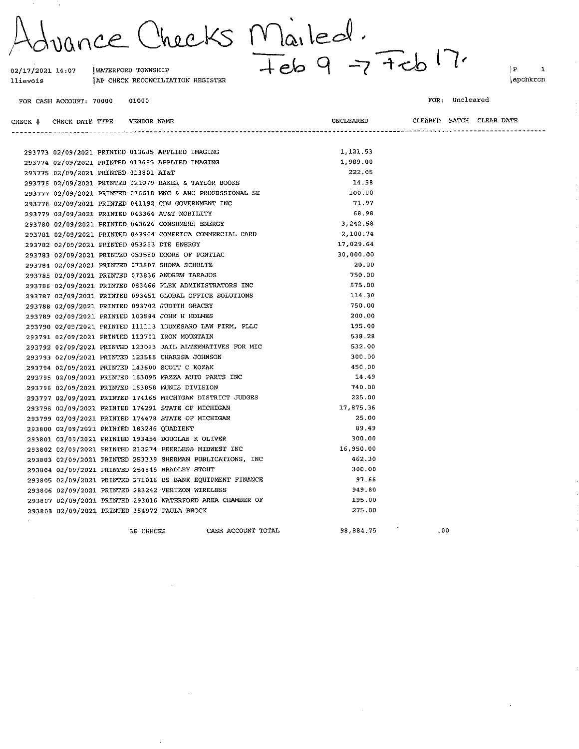# Advance Checks Mailed. Feb 9 → Feb 17.

02/17/2021 14:07 | WATERFORD TOWNSHIP | P 1
llievois | AP CHECK RECONCILIATION REGISTER | apchkrcn

FOR CASH ACCOUNT: 70000 01000

FOR: Uncleared

| CHECK # | CHECK DATE | TYPE | VENDOR NAME | UNCLEARED | CLEARED | BATCH | CLEAR DATE |
|---|---|---|---|---|---|---|---|
| 293773 | 02/09/2021 | PRINTED | 013685 APPLIED IMAGING | 1,121.53 | | | |
| 293774 | 02/09/2021 | PRINTED | 013685 APPLIED IMAGING | 1,989.00 | | | |
| 293775 | 02/09/2021 | PRINTED | 013801 AT&T | 222.05 | | | |
| 293776 | 02/09/2021 | PRINTED | 021079 BAKER & TAYLOR BOOKS | 14.58 | | | |
| 293777 | 02/09/2021 | PRINTED | 036618 MNC & ANC PROFESSIONAL SE | 100.00 | | | |
| 293778 | 02/09/2021 | PRINTED | 041192 CDW GOVERNMENT INC | 71.97 | | | |
| 293779 | 02/09/2021 | PRINTED | 043364 AT&T MOBILITY | 68.98 | | | |
| 293780 | 02/09/2021 | PRINTED | 043626 CONSUMERS ENERGY | 3,242.58 | | | |
| 293781 | 02/09/2021 | PRINTED | 043904 COMERICA COMMERCIAL CARD | 2,100.74 | | | |
| 293782 | 02/09/2021 | PRINTED | 053253 DTE ENERGY | 17,029.64 | | | |
| 293783 | 02/09/2021 | PRINTED | 053580 DOORS OF PONTIAC | 30,000.00 | | | |
| 293784 | 02/09/2021 | PRINTED | 073807 SHONA SCHULTZ | 20.00 | | | |
| 293785 | 02/09/2021 | PRINTED | 073836 ANDREW TARAJOS | 750.00 | | | |
| 293786 | 02/09/2021 | PRINTED | 083466 FLEX ADMINISTRATORS INC | 575.00 | | | |
| 293787 | 02/09/2021 | PRINTED | 093451 GLOBAL OFFICE SOLUTIONS | 114.30 | | | |
| 293788 | 02/09/2021 | PRINTED | 093702 JUDITH GRACEY | 750.00 | | | |
| 293789 | 02/09/2021 | PRINTED | 103584 JOHN H HOLMES | 200.00 | | | |
| 293790 | 02/09/2021 | PRINTED | 111113 IDUMESARO LAW FIRM, PLLC | 195.00 | | | |
| 293791 | 02/09/2021 | PRINTED | 113701 IRON MOUNTAIN | 538.28 | | | |
| 293792 | 02/09/2021 | PRINTED | 123023 JAIL ALTERNATIVES FOR MIC | 532.00 | | | |
| 293793 | 02/09/2021 | PRINTED | 123585 CHARESA JOHNSON | 300.00 | | | |
| 293794 | 02/09/2021 | PRINTED | 143600 SCOTT C KOZAK | 450.00 | | | |
| 293795 | 02/09/2021 | PRINTED | 163095 MAZZA AUTO PARTS INC | 14.49 | | | |
| 293796 | 02/09/2021 | PRINTED | 163858 MUNIS DIVISION | 740.00 | | | |
| 293797 | 02/09/2021 | PRINTED | 174165 MICHIGAN DISTRICT JUDGES | 225.00 | | | |
| 293798 | 02/09/2021 | PRINTED | 174291 STATE OF MICHIGAN | 17,875.36 | | | |
| 293799 | 02/09/2021 | PRINTED | 174478 STATE OF MICHIGAN | 25.00 | | | |
| 293800 | 02/09/2021 | PRINTED | 183286 QUADIENT | 89.49 | | | |
| 293801 | 02/09/2021 | PRINTED | 193456 DOUGLAS K OLIVER | 300.00 | | | |
| 293802 | 02/09/2021 | PRINTED | 213274 PEERLESS MIDWEST INC | 16,950.00 | | | |
| 293803 | 02/09/2021 | PRINTED | 253339 SHERMAN PUBLICATIONS, INC | 462.30 | | | |
| 293804 | 02/09/2021 | PRINTED | 254845 BRADLEY STOUT | 300.00 | | | |
| 293805 | 02/09/2021 | PRINTED | 271016 US BANK EQUIPMENT FINANCE | 97.66 | | | |
| 293806 | 02/09/2021 | PRINTED | 283242 VERIZON WIRELESS | 949.80 | | | |
| 293807 | 02/09/2021 | PRINTED | 293016 WATERFORD AREA CHAMBER OF | 195.00 | | | |
| 293808 | 02/09/2021 | PRINTED | 354972 PAULA BROCK | 275.00 | | | |
| | | 36 CHECKS | CASH ACCOUNT TOTAL | 98,884.75 | .00 | | |